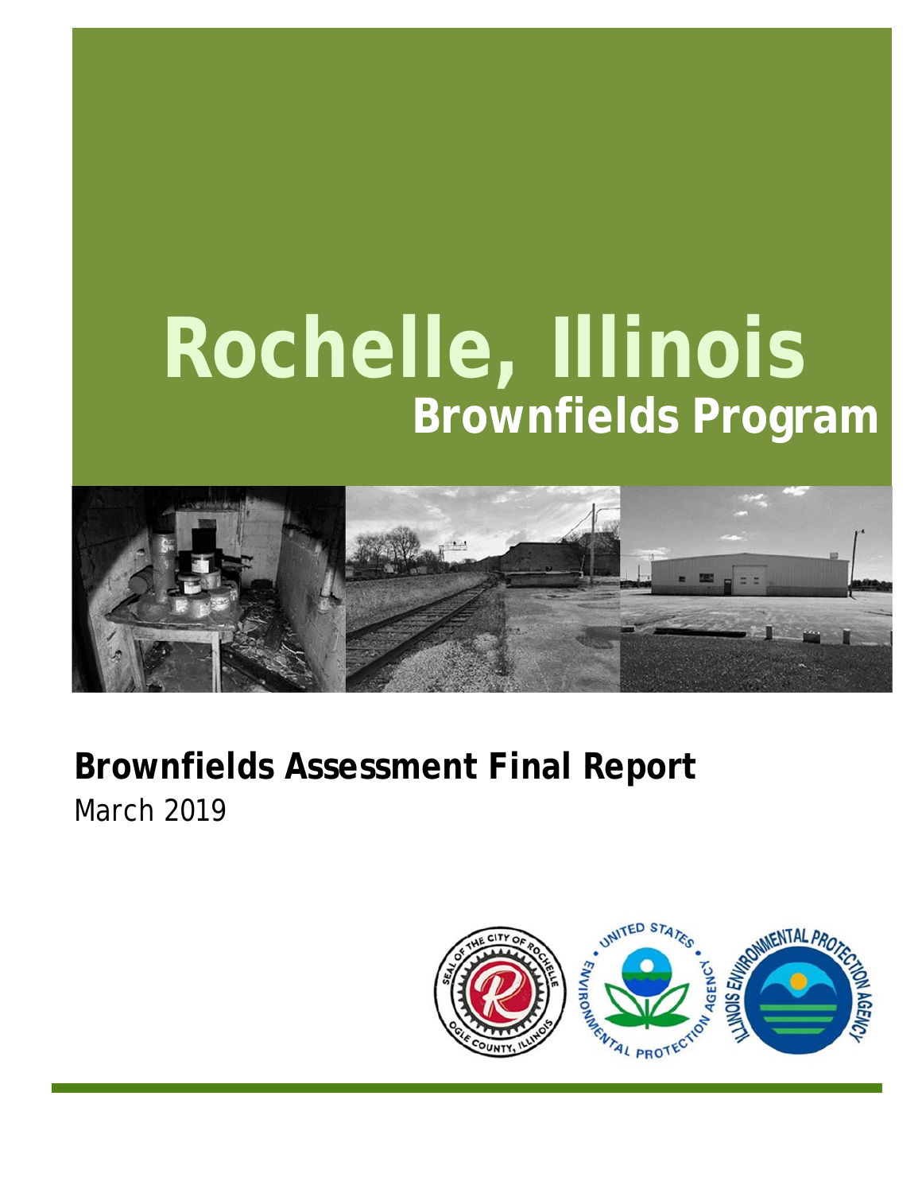# Rochelle, Illinois

## Brownfields Program

**Brownfields Assessment Final Report**

March 2019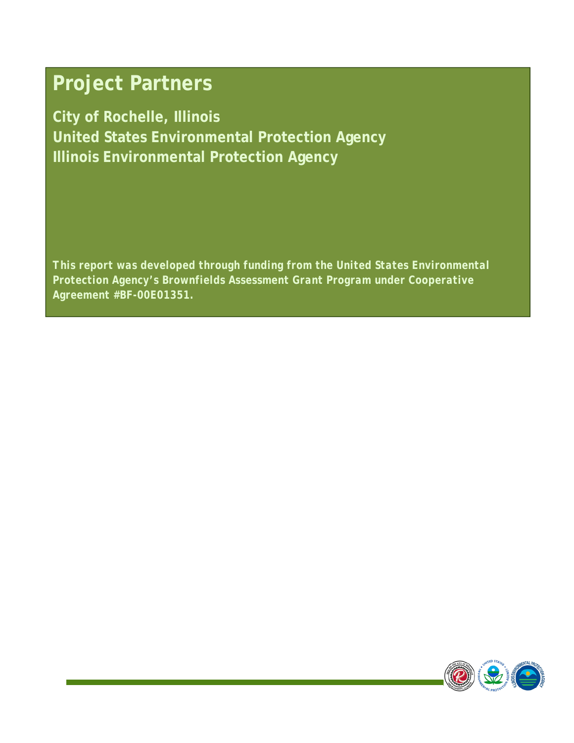# Project Partners

**City of Rochelle, Illinois**
**United States Environmental Protection Agency**
**Illinois Environmental Protection Agency**

***This report was developed through funding from the United States Environmental Protection Agency's Brownfields Assessment Grant Program under Cooperative Agreement #BF-00E01351.***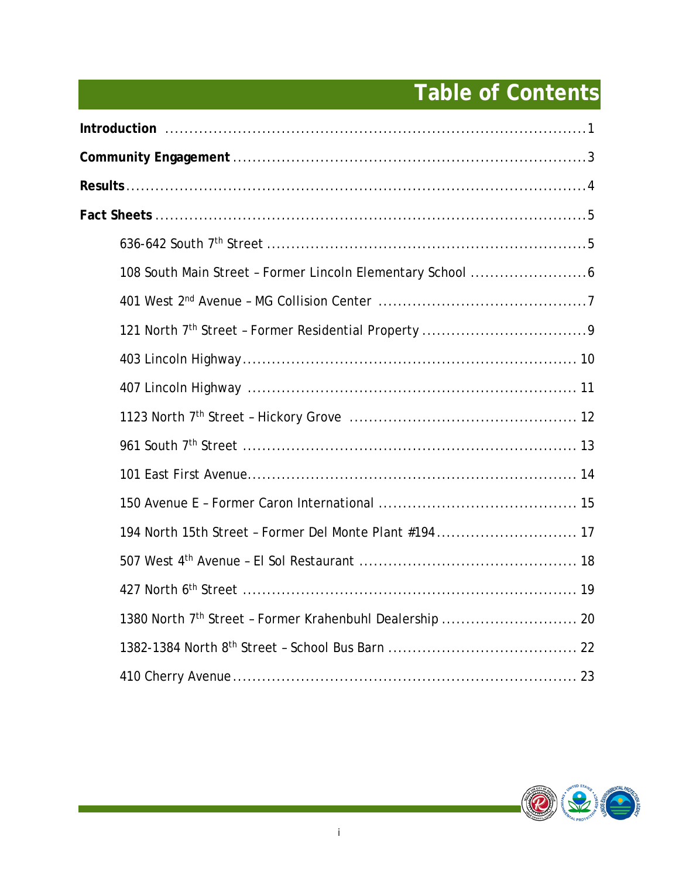# Table of Contents

**Introduction** ........................................................................................ 1

**Community Engagement** ...................................................................... 3

**Results** .................................................................................................. 4

**Fact Sheets** ........................................................................................... 5

- 636-642 South 7th Street ........................................................................ 5
- 108 South Main Street – Former Lincoln Elementary School ..................... 6
- 401 West 2nd Avenue – MG Collision Center ........................................... 7
- 121 North 7th Street – Former Residential Property .................................. 9
- 403 Lincoln Highway ................................................................................ 10
- 407 Lincoln Highway ................................................................................ 11
- 1123 North 7th Street – Hickory Grove ..................................................... 12
- 961 South 7th Street ................................................................................ 13
- 101 East First Avenue ............................................................................. 14
- 150 Avenue E – Former Caron International ............................................ 15
- 194 North 15th Street – Former Del Monte Plant #194 ............................. 17
- 507 West 4th Avenue – El Sol Restaurant ................................................ 18
- 427 North 6th Street ................................................................................ 19
- 1380 North 7th Street – Former Krahenbuhl Dealership ............................ 20
- 1382-1384 North 8th Street – School Bus Barn ........................................ 22
- 410 Cherry Avenue .................................................................................. 23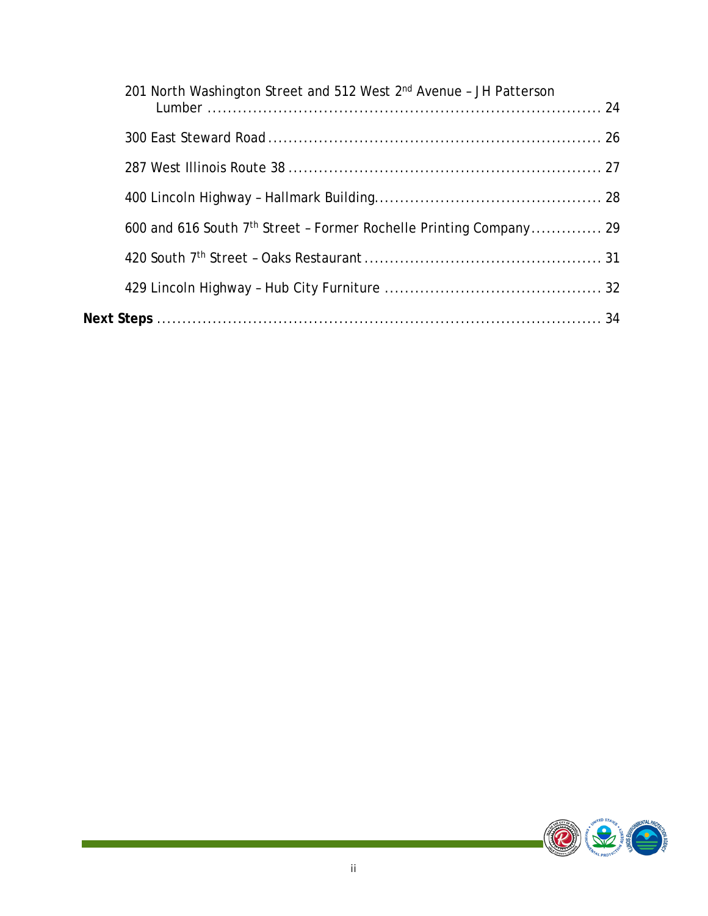201 North Washington Street and 512 West 2nd Avenue – JH Patterson Lumber ........ 24

300 East Steward Road ........ 26

287 West Illinois Route 38 ........ 27

400 Lincoln Highway – Hallmark Building ........ 28

600 and 616 South 7th Street – Former Rochelle Printing Company ........ 29

420 South 7th Street – Oaks Restaurant ........ 31

429 Lincoln Highway – Hub City Furniture ........ 32

**Next Steps** ........ 34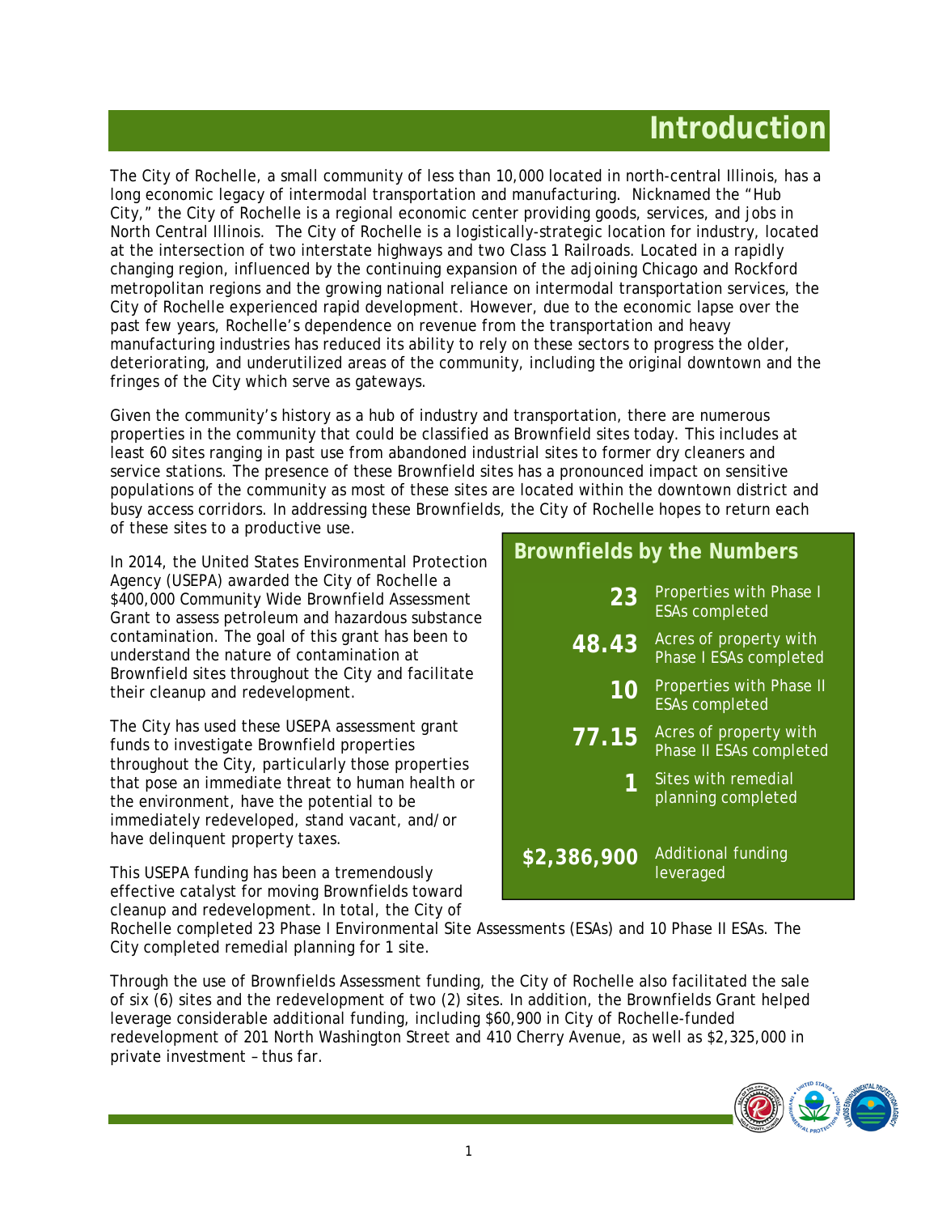# Introduction

The City of Rochelle, a small community of less than 10,000 located in north-central Illinois, has a long economic legacy of intermodal transportation and manufacturing. Nicknamed the "Hub City," the City of Rochelle is a regional economic center providing goods, services, and jobs in North Central Illinois. The City of Rochelle is a logistically-strategic location for industry, located at the intersection of two interstate highways and two Class 1 Railroads. Located in a rapidly changing region, influenced by the continuing expansion of the adjoining Chicago and Rockford metropolitan regions and the growing national reliance on intermodal transportation services, the City of Rochelle experienced rapid development. However, due to the economic lapse over the past few years, Rochelle's dependence on revenue from the transportation and heavy manufacturing industries has reduced its ability to rely on these sectors to progress the older, deteriorating, and underutilized areas of the community, including the original downtown and the fringes of the City which serve as gateways.

Given the community's history as a hub of industry and transportation, there are numerous properties in the community that could be classified as Brownfield sites today. This includes at least 60 sites ranging in past use from abandoned industrial sites to former dry cleaners and service stations. The presence of these Brownfield sites has a pronounced impact on sensitive populations of the community as most of these sites are located within the downtown district and busy access corridors. In addressing these Brownfields, the City of Rochelle hopes to return each of these sites to a productive use.

In 2014, the United States Environmental Protection Agency (USEPA) awarded the City of Rochelle a $400,000 Community Wide Brownfield Assessment Grant to assess petroleum and hazardous substance contamination. The goal of this grant has been to understand the nature of contamination at Brownfield sites throughout the City and facilitate their cleanup and redevelopment.

The City has used these USEPA assessment grant funds to investigate Brownfield properties throughout the City, particularly those properties that pose an immediate threat to human health or the environment, have the potential to be immediately redeveloped, stand vacant, and/or have delinquent property taxes.

This USEPA funding has been a tremendously effective catalyst for moving Brownfields toward cleanup and redevelopment. In total, the City of Rochelle completed 23 Phase I Environmental Site Assessments (ESAs) and 10 Phase II ESAs. The City completed remedial planning for 1 site.

Through the use of Brownfields Assessment funding, the City of Rochelle also facilitated the sale of six (6) sites and the redevelopment of two (2) sites. In addition, the Brownfields Grant helped leverage considerable additional funding, including $60,900 in City of Rochelle-funded redevelopment of 201 North Washington Street and 410 Cherry Avenue, as well as $2,325,000 in private investment – thus far.

## Brownfields by the Numbers

| | |
|---|---|
| **23** | Properties with Phase I ESAs completed |
| **48.43** | Acres of property with Phase I ESAs completed |
| **10** | Properties with Phase II ESAs completed |
| **77.15** | Acres of property with Phase II ESAs completed |
| **1** | Sites with remedial planning completed |
| **$2,386,900** | Additional funding leveraged |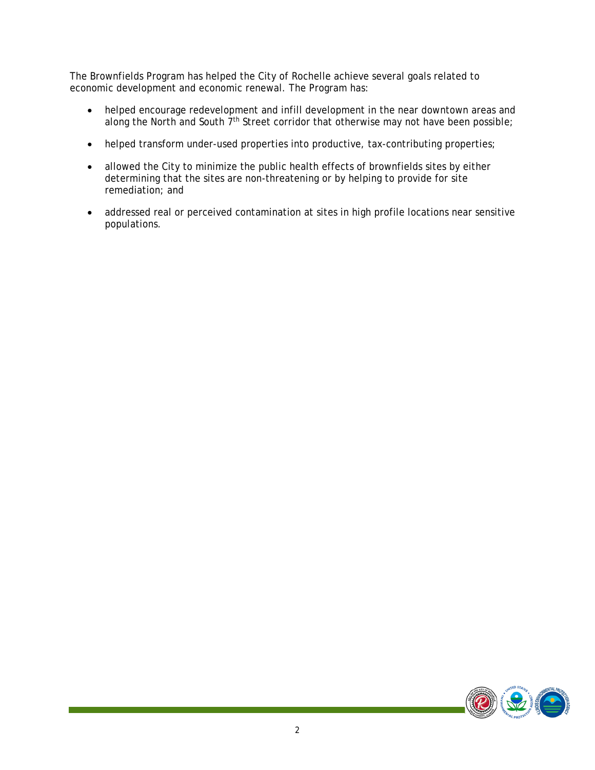The Brownfields Program has helped the City of Rochelle achieve several goals related to economic development and economic renewal. The Program has:

- helped encourage redevelopment and infill development in the near downtown areas and along the North and South 7th Street corridor that otherwise may not have been possible;
- helped transform under-used properties into productive, tax-contributing properties;
- allowed the City to minimize the public health effects of brownfields sites by either determining that the sites are non-threatening or by helping to provide for site remediation; and
- addressed real or perceived contamination at sites in high profile locations near sensitive populations.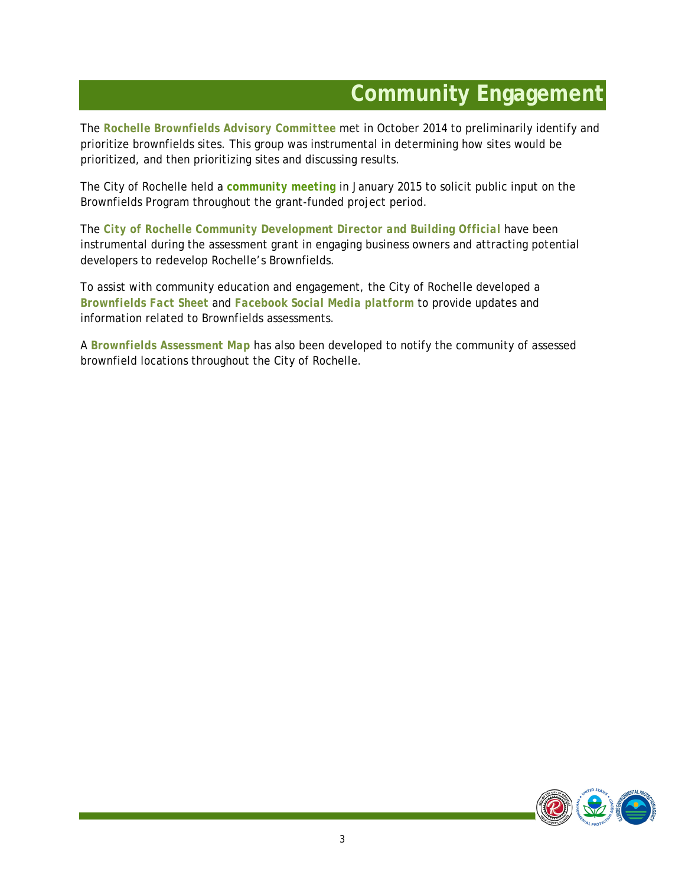# Community Engagement

The **Rochelle Brownfields Advisory Committee** met in October 2014 to preliminarily identify and prioritize brownfields sites. This group was instrumental in determining how sites would be prioritized, and then prioritizing sites and discussing results.

The City of Rochelle held a **community meeting** in January 2015 to solicit public input on the Brownfields Program throughout the grant-funded project period.

The **City of Rochelle Community Development Director and Building Official** have been instrumental during the assessment grant in engaging business owners and attracting potential developers to redevelop Rochelle's Brownfields.

To assist with community education and engagement, the City of Rochelle developed a **Brownfields Fact Sheet** and **Facebook Social Media platform** to provide updates and information related to Brownfields assessments.

A **Brownfields Assessment Map** has also been developed to notify the community of assessed brownfield locations throughout the City of Rochelle.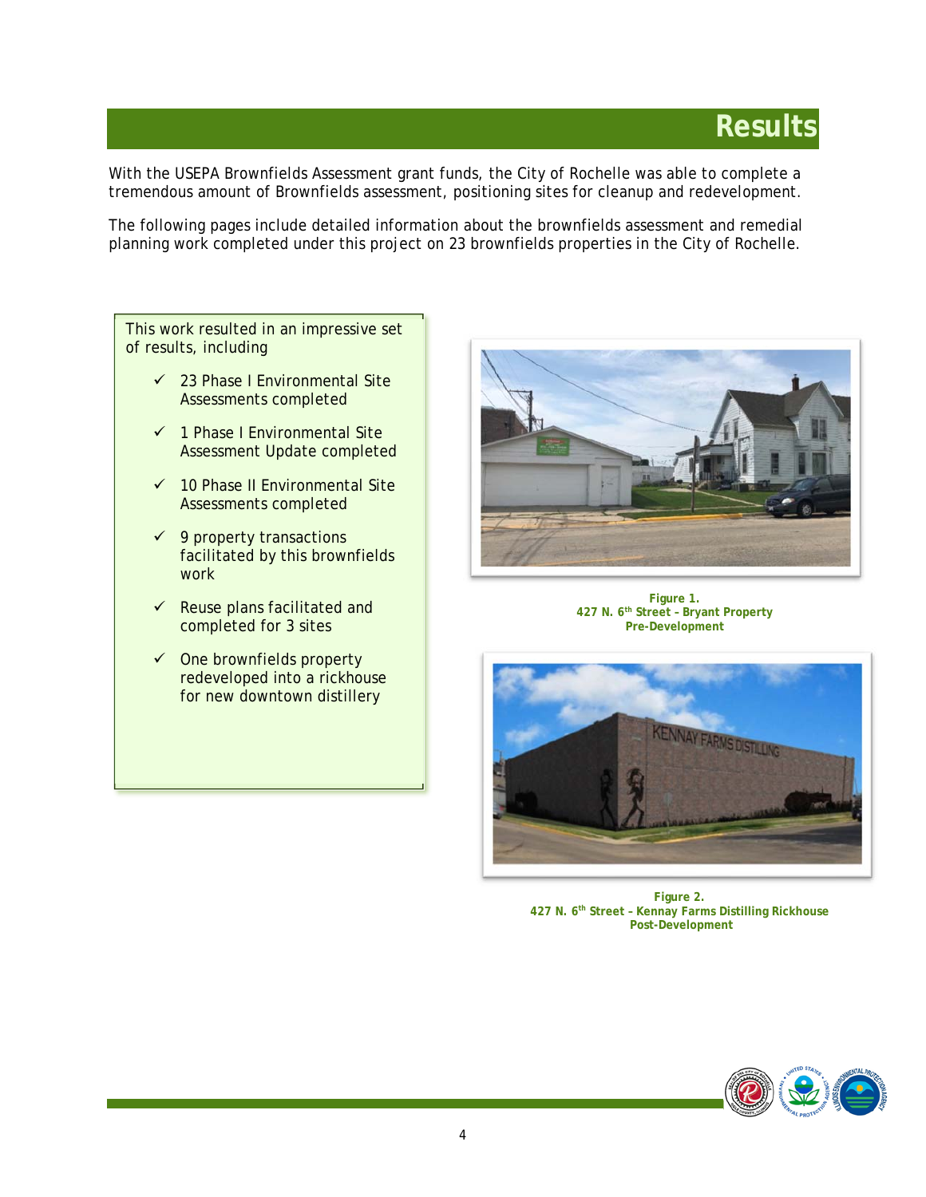# Results

With the USEPA Brownfields Assessment grant funds, the City of Rochelle was able to complete a tremendous amount of Brownfields assessment, positioning sites for cleanup and redevelopment.

The following pages include detailed information about the brownfields assessment and remedial planning work completed under this project on 23 brownfields properties in the City of Rochelle.

This work resulted in an impressive set of results, including

- ✓ 23 Phase I Environmental Site Assessments completed
- ✓ 1 Phase I Environmental Site Assessment Update completed
- ✓ 10 Phase II Environmental Site Assessments completed
- ✓ 9 property transactions facilitated by this brownfields work
- ✓ Reuse plans facilitated and completed for 3 sites
- ✓ One brownfields property redeveloped into a rickhouse for new downtown distillery

**Figure 1.**
**427 N. 6th Street – Bryant Property**
**Pre-Development**

**Figure 2.**
**427 N. 6th Street – Kennay Farms Distilling Rickhouse**
**Post-Development**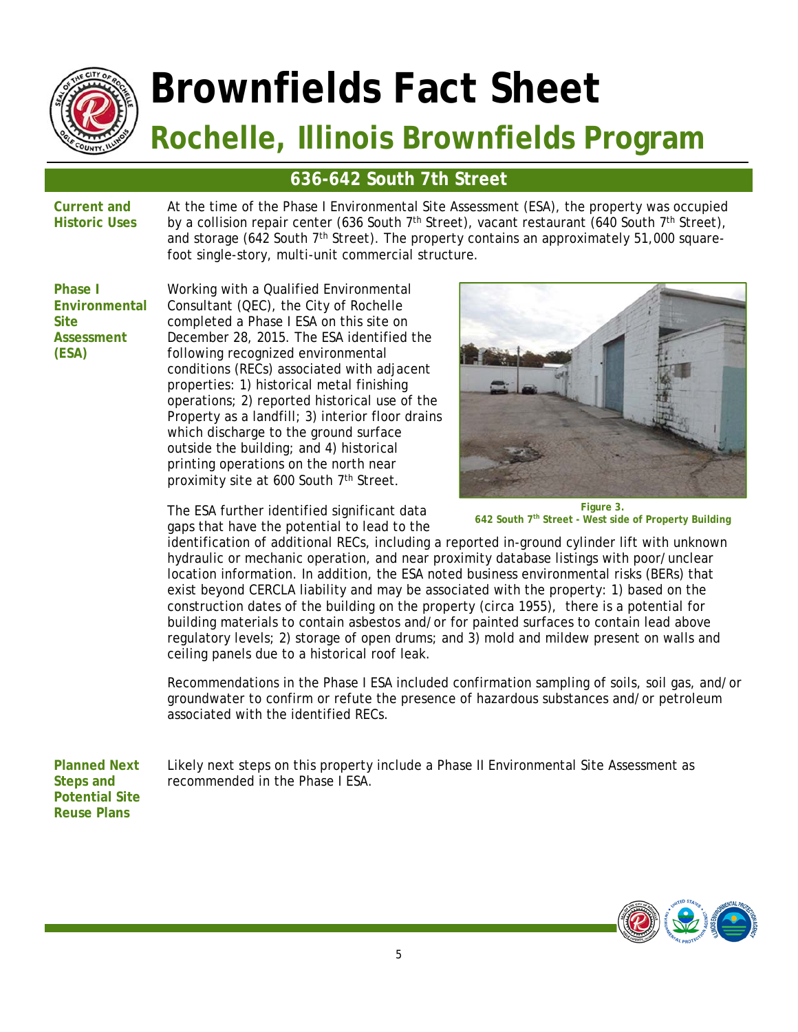# Brownfields Fact Sheet

## Rochelle, Illinois Brownfields Program

### 636-642 South 7th Street

**Current and Historic Uses**

At the time of the Phase I Environmental Site Assessment (ESA), the property was occupied by a collision repair center (636 South 7th Street), vacant restaurant (640 South 7th Street), and storage (642 South 7th Street). The property contains an approximately 51,000 square-foot single-story, multi-unit commercial structure.

**Phase I Environmental Site Assessment (ESA)**

Working with a Qualified Environmental Consultant (QEC), the City of Rochelle completed a Phase I ESA on this site on December 28, 2015. The ESA identified the following recognized environmental conditions (RECs) associated with adjacent properties: 1) historical metal finishing operations; 2) reported historical use of the Property as a landfill; 3) interior floor drains which discharge to the ground surface outside the building; and 4) historical printing operations on the north near proximity site at 600 South 7th Street.

Figure 3.
642 South 7th Street - West side of Property Building

The ESA further identified significant data gaps that have the potential to lead to the identification of additional RECs, including a reported in-ground cylinder lift with unknown hydraulic or mechanic operation, and near proximity database listings with poor/unclear location information. In addition, the ESA noted business environmental risks (BERs) that exist beyond CERCLA liability and may be associated with the property: 1) based on the construction dates of the building on the property (circa 1955), there is a potential for building materials to contain asbestos and/or for painted surfaces to contain lead above regulatory levels; 2) storage of open drums; and 3) mold and mildew present on walls and ceiling panels due to a historical roof leak.

Recommendations in the Phase I ESA included confirmation sampling of soils, soil gas, and/or groundwater to confirm or refute the presence of hazardous substances and/or petroleum associated with the identified RECs.

**Planned Next Steps and Potential Site Reuse Plans**

Likely next steps on this property include a Phase II Environmental Site Assessment as recommended in the Phase I ESA.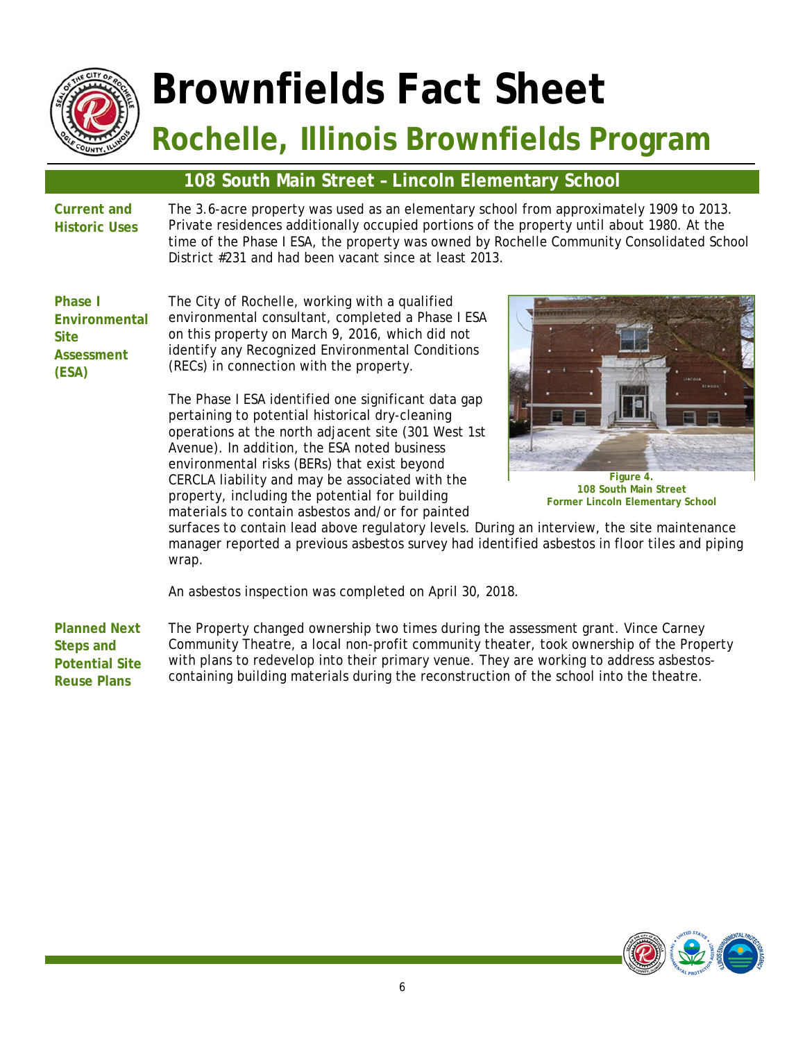# Brownfields Fact Sheet

## Rochelle, Illinois Brownfields Program

### 108 South Main Street – Lincoln Elementary School

**Current and Historic Uses**

The 3.6-acre property was used as an elementary school from approximately 1909 to 2013. Private residences additionally occupied portions of the property until about 1980. At the time of the Phase I ESA, the property was owned by Rochelle Community Consolidated School District #231 and had been vacant since at least 2013.

**Phase I Environmental Site Assessment (ESA)**

The City of Rochelle, working with a qualified environmental consultant, completed a Phase I ESA on this property on March 9, 2016, which did not identify any Recognized Environmental Conditions (RECs) in connection with the property.

The Phase I ESA identified one significant data gap pertaining to potential historical dry-cleaning operations at the north adjacent site (301 West 1st Avenue). In addition, the ESA noted business environmental risks (BERs) that exist beyond CERCLA liability and may be associated with the property, including the potential for building materials to contain asbestos and/or for painted surfaces to contain lead above regulatory levels. During an interview, the site maintenance manager reported a previous asbestos survey had identified asbestos in floor tiles and piping wrap.

**Figure 4.**
**108 South Main Street**
**Former Lincoln Elementary School**

An asbestos inspection was completed on April 30, 2018.

**Planned Next Steps and Potential Site Reuse Plans**

The Property changed ownership two times during the assessment grant. Vince Carney Community Theatre, a local non-profit community theater, took ownership of the Property with plans to redevelop into their primary venue. They are working to address asbestos-containing building materials during the reconstruction of the school into the theatre.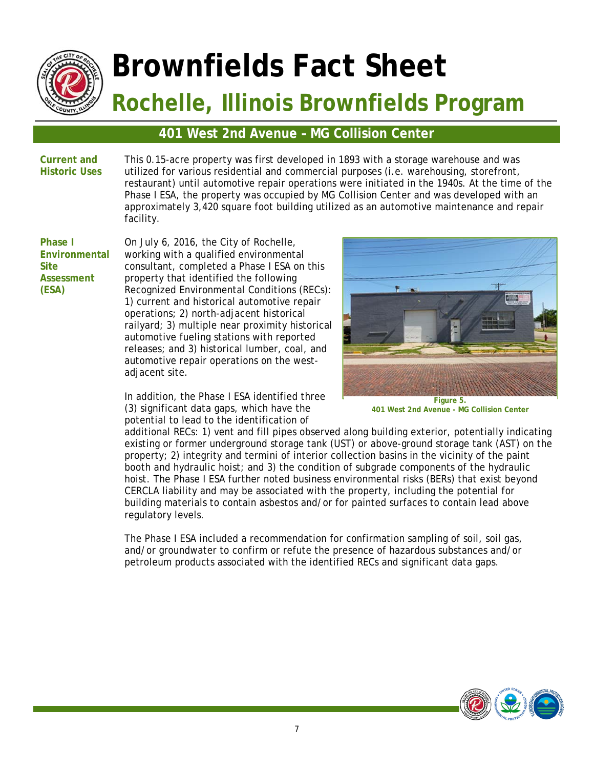# Brownfields Fact Sheet

## Rochelle, Illinois Brownfields Program

### 401 West 2nd Avenue – MG Collision Center

**Current and Historic Uses**

This 0.15-acre property was first developed in 1893 with a storage warehouse and was utilized for various residential and commercial purposes (i.e. warehousing, storefront, restaurant) until automotive repair operations were initiated in the 1940s. At the time of the Phase I ESA, the property was occupied by MG Collision Center and was developed with an approximately 3,420 square foot building utilized as an automotive maintenance and repair facility.

**Phase I Environmental Site Assessment (ESA)**

On July 6, 2016, the City of Rochelle, working with a qualified environmental consultant, completed a Phase I ESA on this property that identified the following Recognized Environmental Conditions (RECs): 1) current and historical automotive repair operations; 2) north-adjacent historical railyard; 3) multiple near proximity historical automotive fueling stations with reported releases; and 3) historical lumber, coal, and automotive repair operations on the west-adjacent site.

Figure 5.
401 West 2nd Avenue - MG Collision Center

In addition, the Phase I ESA identified three (3) significant data gaps, which have the potential to lead to the identification of additional RECs: 1) vent and fill pipes observed along building exterior, potentially indicating existing or former underground storage tank (UST) or above-ground storage tank (AST) on the property; 2) integrity and termini of interior collection basins in the vicinity of the paint booth and hydraulic hoist; and 3) the condition of subgrade components of the hydraulic hoist. The Phase I ESA further noted business environmental risks (BERs) that exist beyond CERCLA liability and may be associated with the property, including the potential for building materials to contain asbestos and/or for painted surfaces to contain lead above regulatory levels.

The Phase I ESA included a recommendation for confirmation sampling of soil, soil gas, and/or groundwater to confirm or refute the presence of hazardous substances and/or petroleum products associated with the identified RECs and significant data gaps.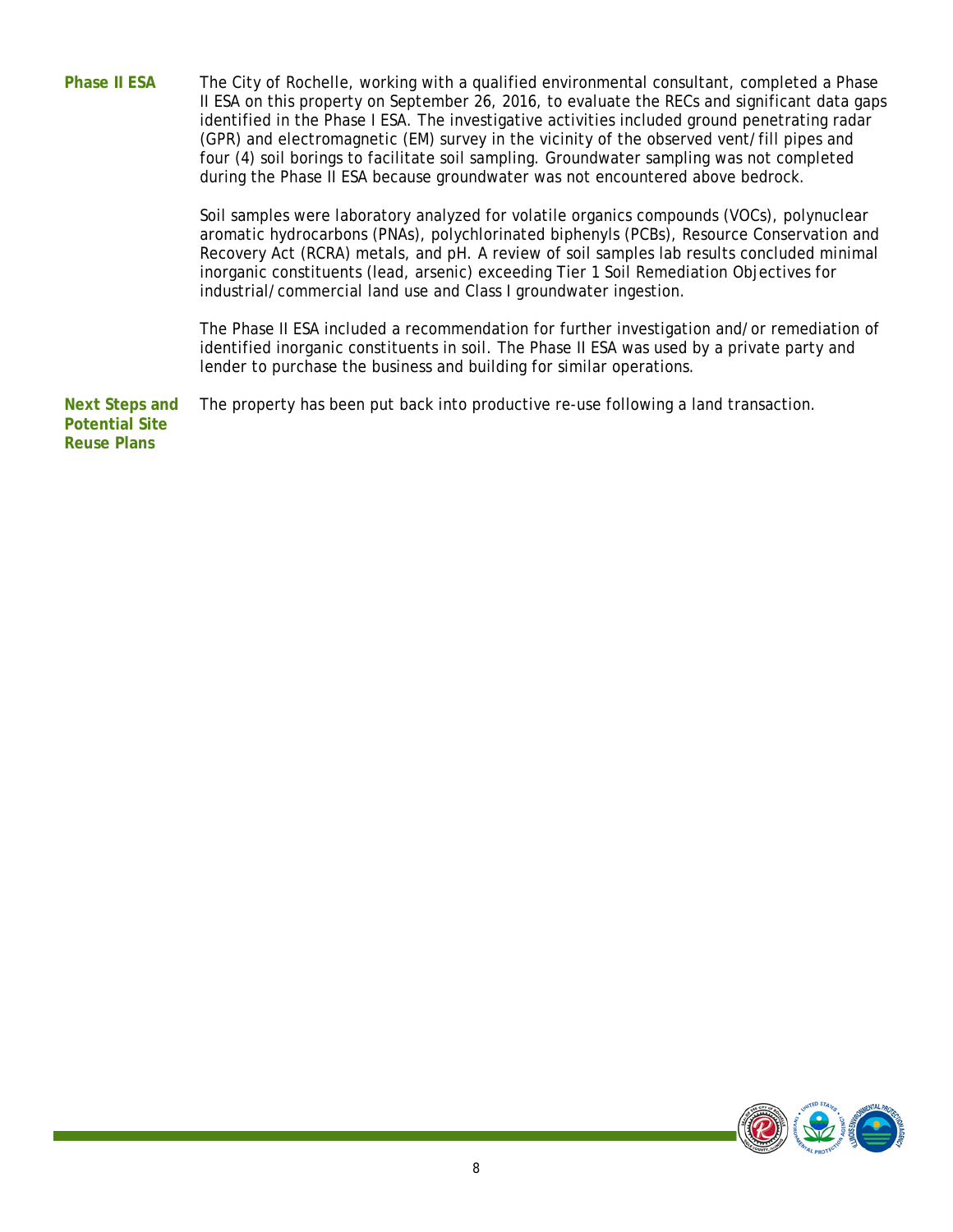**Phase II ESA**

The City of Rochelle, working with a qualified environmental consultant, completed a Phase II ESA on this property on September 26, 2016, to evaluate the RECs and significant data gaps identified in the Phase I ESA. The investigative activities included ground penetrating radar (GPR) and electromagnetic (EM) survey in the vicinity of the observed vent/fill pipes and four (4) soil borings to facilitate soil sampling. Groundwater sampling was not completed during the Phase II ESA because groundwater was not encountered above bedrock.

Soil samples were laboratory analyzed for volatile organics compounds (VOCs), polynuclear aromatic hydrocarbons (PNAs), polychlorinated biphenyls (PCBs), Resource Conservation and Recovery Act (RCRA) metals, and pH. A review of soil samples lab results concluded minimal inorganic constituents (lead, arsenic) exceeding Tier 1 Soil Remediation Objectives for industrial/commercial land use and Class I groundwater ingestion.

The Phase II ESA included a recommendation for further investigation and/or remediation of identified inorganic constituents in soil. The Phase II ESA was used by a private party and lender to purchase the business and building for similar operations.

**Next Steps and Potential Site Reuse Plans**

The property has been put back into productive re-use following a land transaction.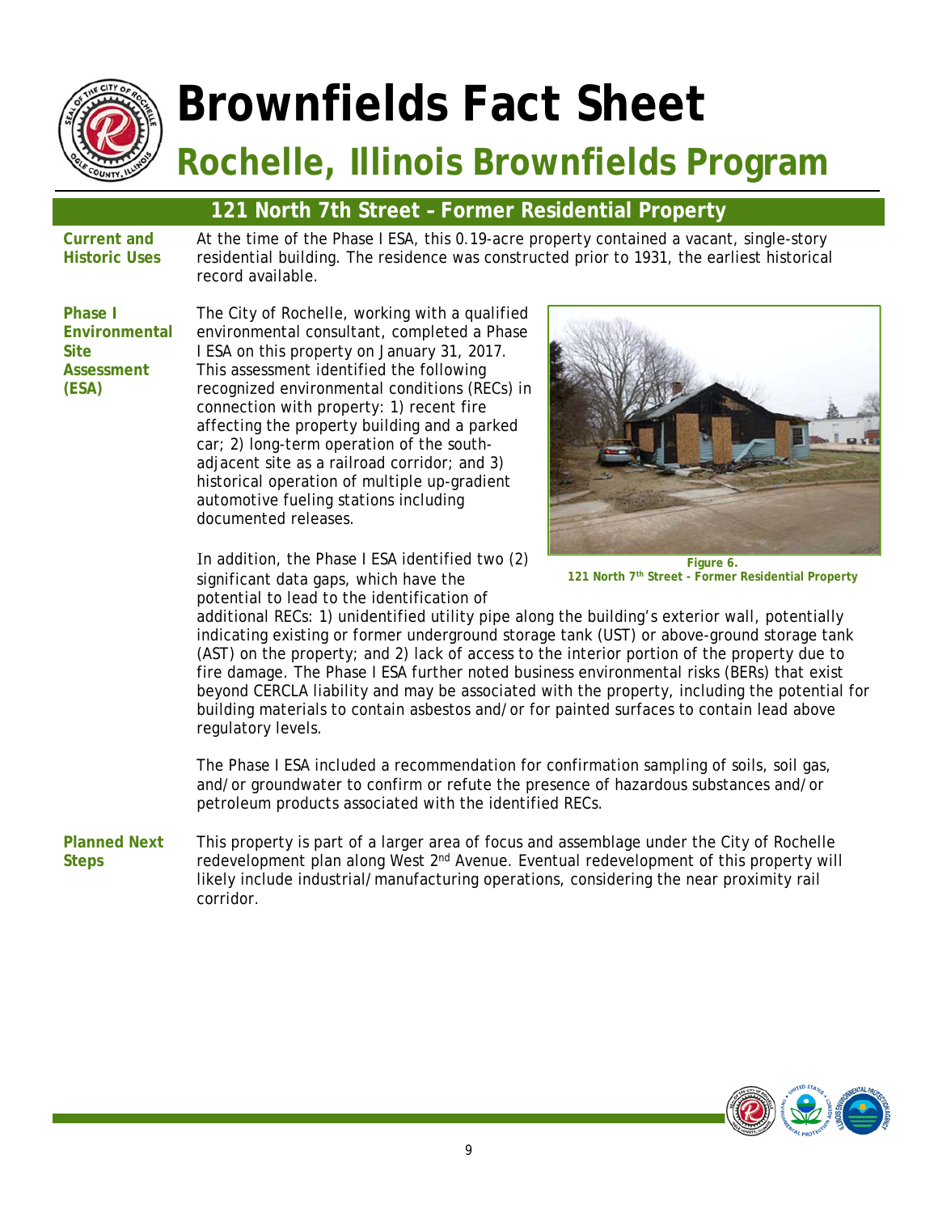# Brownfields Fact Sheet

## Rochelle, Illinois Brownfields Program

### 121 North 7th Street – Former Residential Property

**Current and Historic Uses**

At the time of the Phase I ESA, this 0.19-acre property contained a vacant, single-story residential building. The residence was constructed prior to 1931, the earliest historical record available.

**Phase I Environmental Site Assessment (ESA)**

The City of Rochelle, working with a qualified environmental consultant, completed a Phase I ESA on this property on January 31, 2017. This assessment identified the following recognized environmental conditions (RECs) in connection with property: 1) recent fire affecting the property building and a parked car; 2) long-term operation of the south-adjacent site as a railroad corridor; and 3) historical operation of multiple up-gradient automotive fueling stations including documented releases.

Figure 6.
121 North 7th Street - Former Residential Property

In addition, the Phase I ESA identified two (2) significant data gaps, which have the potential to lead to the identification of additional RECs: 1) unidentified utility pipe along the building's exterior wall, potentially indicating existing or former underground storage tank (UST) or above-ground storage tank (AST) on the property; and 2) lack of access to the interior portion of the property due to fire damage. The Phase I ESA further noted business environmental risks (BERs) that exist beyond CERCLA liability and may be associated with the property, including the potential for building materials to contain asbestos and/or for painted surfaces to contain lead above regulatory levels.

The Phase I ESA included a recommendation for confirmation sampling of soils, soil gas, and/or groundwater to confirm or refute the presence of hazardous substances and/or petroleum products associated with the identified RECs.

**Planned Next Steps**

This property is part of a larger area of focus and assemblage under the City of Rochelle redevelopment plan along West 2nd Avenue. Eventual redevelopment of this property will likely include industrial/manufacturing operations, considering the near proximity rail corridor.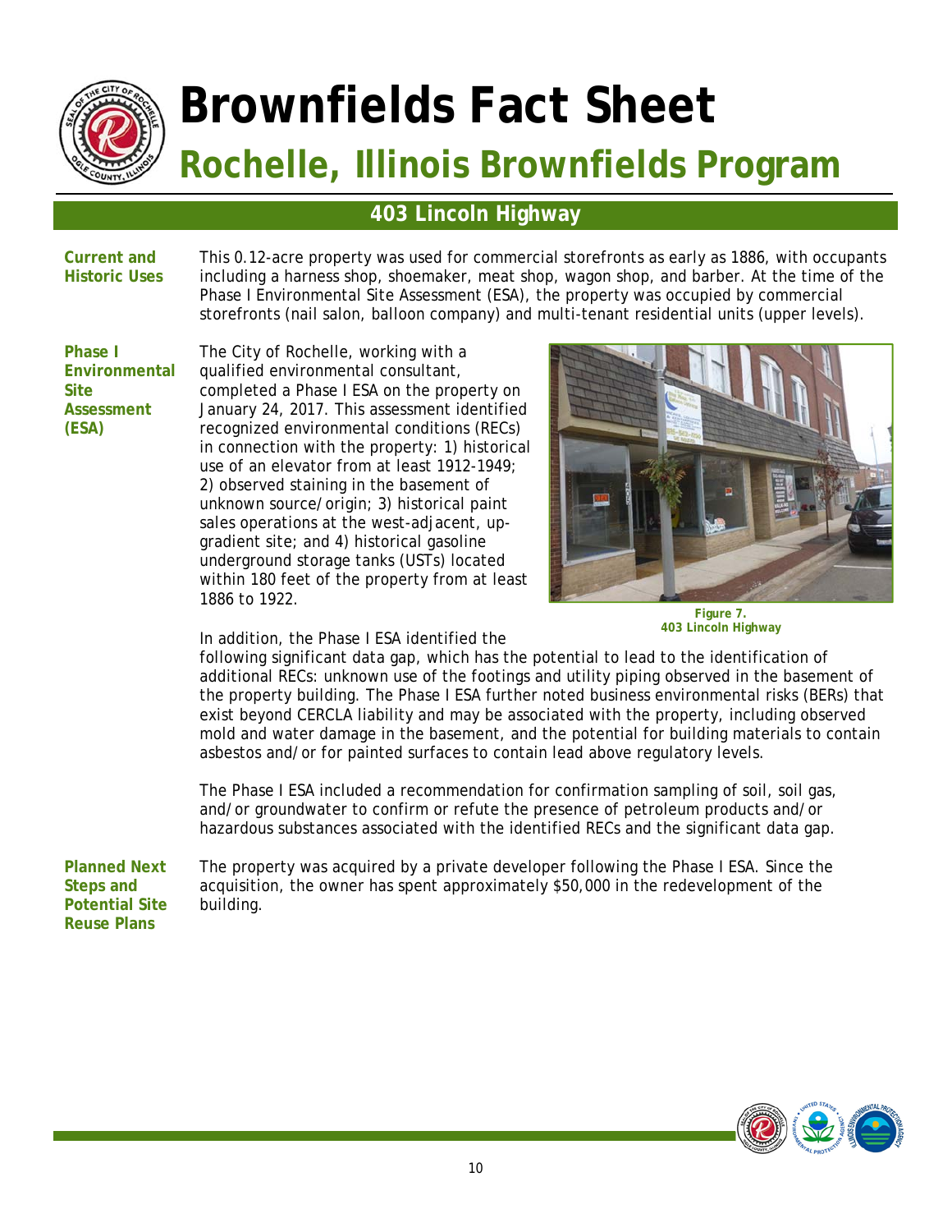# Brownfields Fact Sheet

## Rochelle, Illinois Brownfields Program

### 403 Lincoln Highway

**Current and Historic Uses**

This 0.12-acre property was used for commercial storefronts as early as 1886, with occupants including a harness shop, shoemaker, meat shop, wagon shop, and barber. At the time of the Phase I Environmental Site Assessment (ESA), the property was occupied by commercial storefronts (nail salon, balloon company) and multi-tenant residential units (upper levels).

**Phase I Environmental Site Assessment (ESA)**

The City of Rochelle, working with a qualified environmental consultant, completed a Phase I ESA on the property on January 24, 2017. This assessment identified recognized environmental conditions (RECs) in connection with the property: 1) historical use of an elevator from at least 1912-1949; 2) observed staining in the basement of unknown source/origin; 3) historical paint sales operations at the west-adjacent, up-gradient site; and 4) historical gasoline underground storage tanks (USTs) located within 180 feet of the property from at least 1886 to 1922.

**Figure 7.**
**403 Lincoln Highway**

In addition, the Phase I ESA identified the following significant data gap, which has the potential to lead to the identification of additional RECs: unknown use of the footings and utility piping observed in the basement of the property building. The Phase I ESA further noted business environmental risks (BERs) that exist beyond CERCLA liability and may be associated with the property, including observed mold and water damage in the basement, and the potential for building materials to contain asbestos and/or for painted surfaces to contain lead above regulatory levels.

The Phase I ESA included a recommendation for confirmation sampling of soil, soil gas, and/or groundwater to confirm or refute the presence of petroleum products and/or hazardous substances associated with the identified RECs and the significant data gap.

**Planned Next Steps and Potential Site Reuse Plans**

The property was acquired by a private developer following the Phase I ESA. Since the acquisition, the owner has spent approximately $50,000 in the redevelopment of the building.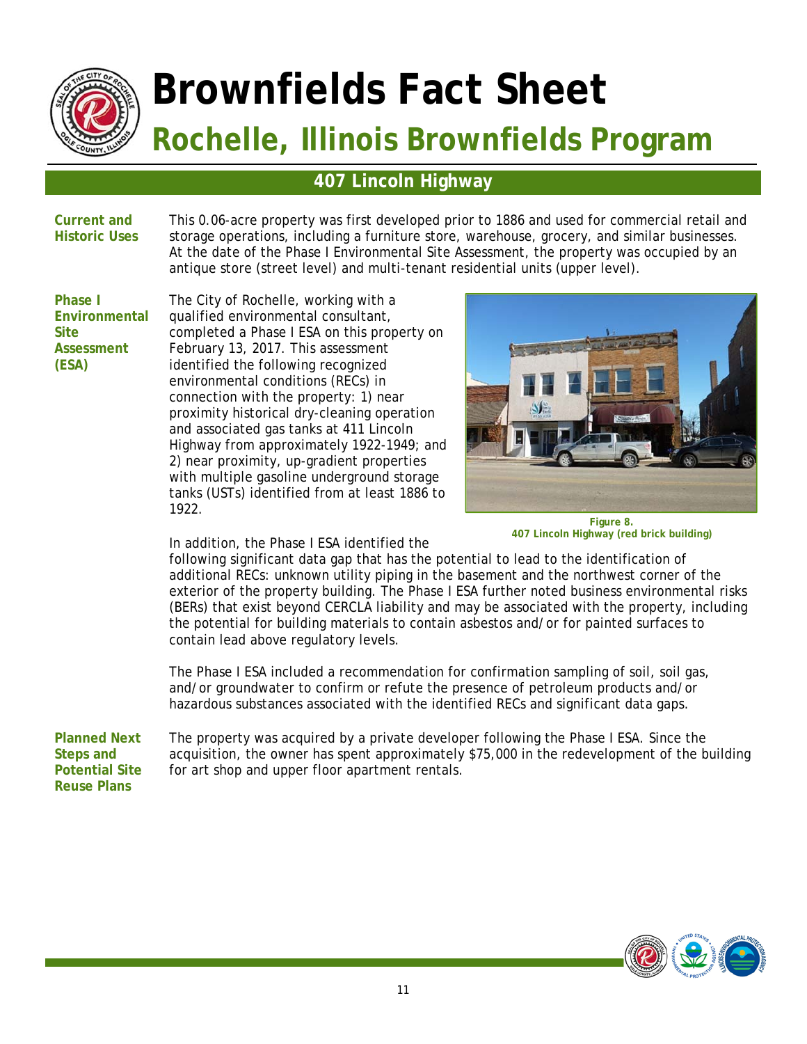# Brownfields Fact Sheet

## Rochelle, Illinois Brownfields Program

### 407 Lincoln Highway

**Current and Historic Uses**

This 0.06-acre property was first developed prior to 1886 and used for commercial retail and storage operations, including a furniture store, warehouse, grocery, and similar businesses. At the date of the Phase I Environmental Site Assessment, the property was occupied by an antique store (street level) and multi-tenant residential units (upper level).

**Phase I Environmental Site Assessment (ESA)**

The City of Rochelle, working with a qualified environmental consultant, completed a Phase I ESA on this property on February 13, 2017. This assessment identified the following recognized environmental conditions (RECs) in connection with the property: 1) near proximity historical dry-cleaning operation and associated gas tanks at 411 Lincoln Highway from approximately 1922-1949; and 2) near proximity, up-gradient properties with multiple gasoline underground storage tanks (USTs) identified from at least 1886 to 1922.

**Figure 8.**
**407 Lincoln Highway (red brick building)**

In addition, the Phase I ESA identified the following significant data gap that has the potential to lead to the identification of additional RECs: unknown utility piping in the basement and the northwest corner of the exterior of the property building. The Phase I ESA further noted business environmental risks (BERs) that exist beyond CERCLA liability and may be associated with the property, including the potential for building materials to contain asbestos and/or for painted surfaces to contain lead above regulatory levels.

The Phase I ESA included a recommendation for confirmation sampling of soil, soil gas, and/or groundwater to confirm or refute the presence of petroleum products and/or hazardous substances associated with the identified RECs and significant data gaps.

**Planned Next Steps and Potential Site Reuse Plans**

The property was acquired by a private developer following the Phase I ESA. Since the acquisition, the owner has spent approximately $75,000 in the redevelopment of the building for art shop and upper floor apartment rentals.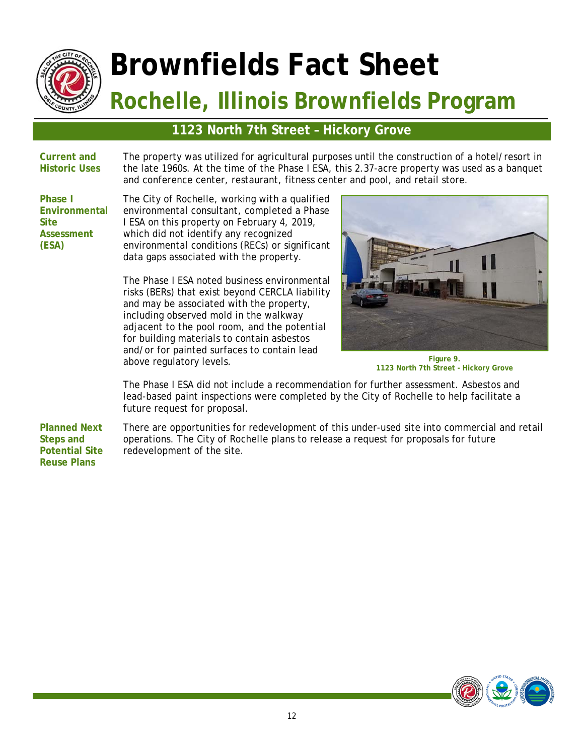# Brownfields Fact Sheet

## Rochelle, Illinois Brownfields Program

### 1123 North 7th Street – Hickory Grove

**Current and Historic Uses**

The property was utilized for agricultural purposes until the construction of a hotel/resort in the late 1960s. At the time of the Phase I ESA, this 2.37-acre property was used as a banquet and conference center, restaurant, fitness center and pool, and retail store.

**Phase I Environmental Site Assessment (ESA)**

The City of Rochelle, working with a qualified environmental consultant, completed a Phase I ESA on this property on February 4, 2019, which did not identify any recognized environmental conditions (RECs) or significant data gaps associated with the property.

The Phase I ESA noted business environmental risks (BERs) that exist beyond CERCLA liability and may be associated with the property, including observed mold in the walkway adjacent to the pool room, and the potential for building materials to contain asbestos and/or for painted surfaces to contain lead above regulatory levels.

**Figure 9.**
**1123 North 7th Street - Hickory Grove**

The Phase I ESA did not include a recommendation for further assessment. Asbestos and lead-based paint inspections were completed by the City of Rochelle to help facilitate a future request for proposal.

**Planned Next Steps and Potential Site Reuse Plans**

There are opportunities for redevelopment of this under-used site into commercial and retail operations. The City of Rochelle plans to release a request for proposals for future redevelopment of the site.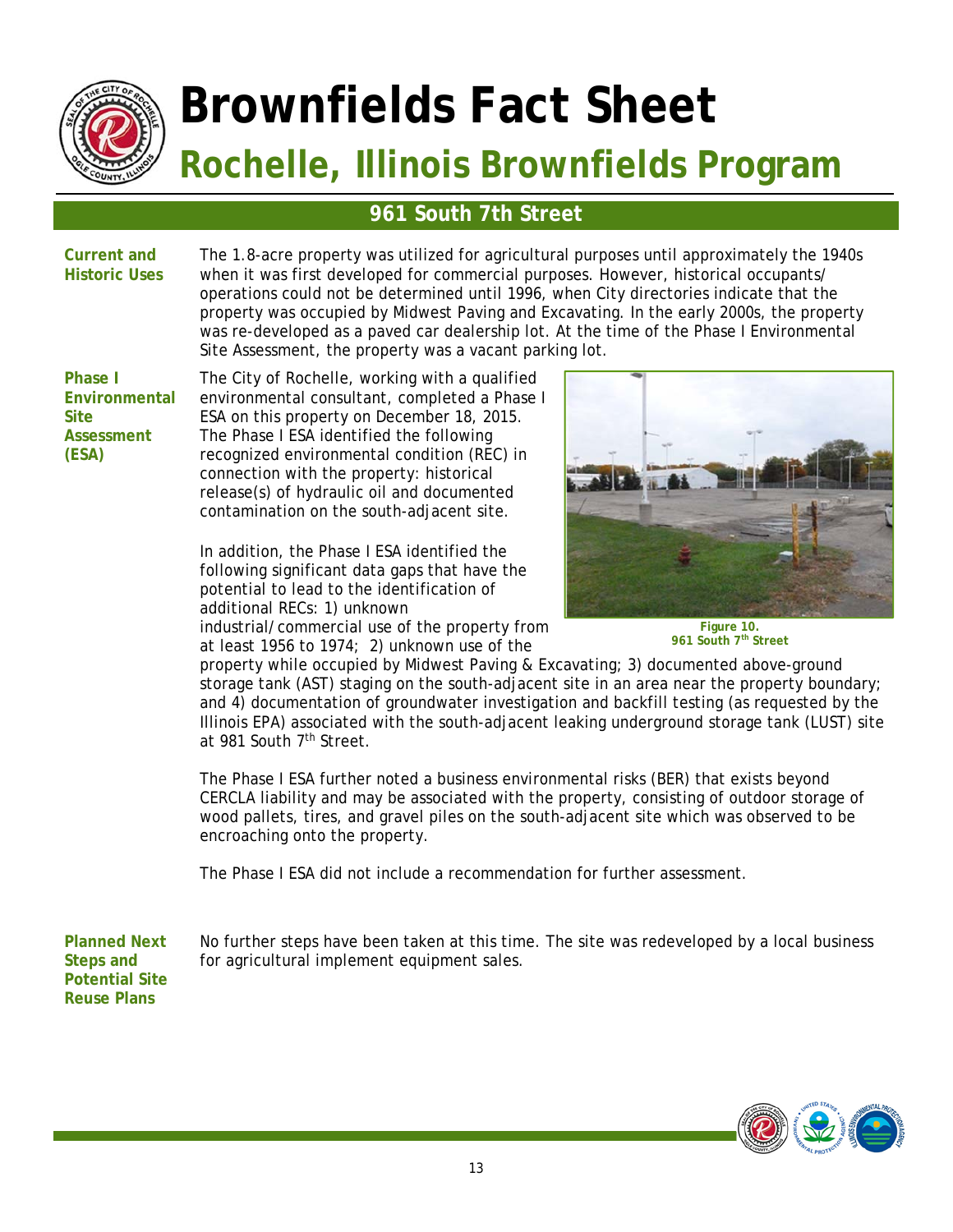// Brownfields Fact Sheet

# Brownfields Fact Sheet

## Rochelle, Illinois Brownfields Program

### 961 South 7th Street

**Current and Historic Uses**

The 1.8-acre property was utilized for agricultural purposes until approximately the 1940s when it was first developed for commercial purposes. However, historical occupants/operations could not be determined until 1996, when City directories indicate that the property was occupied by Midwest Paving and Excavating. In the early 2000s, the property was re-developed as a paved car dealership lot. At the time of the Phase I Environmental Site Assessment, the property was a vacant parking lot.

**Phase I Environmental Site Assessment (ESA)**

The City of Rochelle, working with a qualified environmental consultant, completed a Phase I ESA on this property on December 18, 2015. The Phase I ESA identified the following recognized environmental condition (REC) in connection with the property: historical release(s) of hydraulic oil and documented contamination on the south-adjacent site.

In addition, the Phase I ESA identified the following significant data gaps that have the potential to lead to the identification of additional RECs: 1) unknown industrial/commercial use of the property from at least 1956 to 1974; 2) unknown use of the property while occupied by Midwest Paving & Excavating; 3) documented above-ground storage tank (AST) staging on the south-adjacent site in an area near the property boundary; and 4) documentation of groundwater investigation and backfill testing (as requested by the Illinois EPA) associated with the south-adjacent leaking underground storage tank (LUST) site at 981 South 7th Street.

**Figure 10.**
**961 South 7th Street**

The Phase I ESA further noted a business environmental risks (BER) that exists beyond CERCLA liability and may be associated with the property, consisting of outdoor storage of wood pallets, tires, and gravel piles on the south-adjacent site which was observed to be encroaching onto the property.

The Phase I ESA did not include a recommendation for further assessment.

**Planned Next Steps and Potential Site Reuse Plans**

No further steps have been taken at this time. The site was redeveloped by a local business for agricultural implement equipment sales.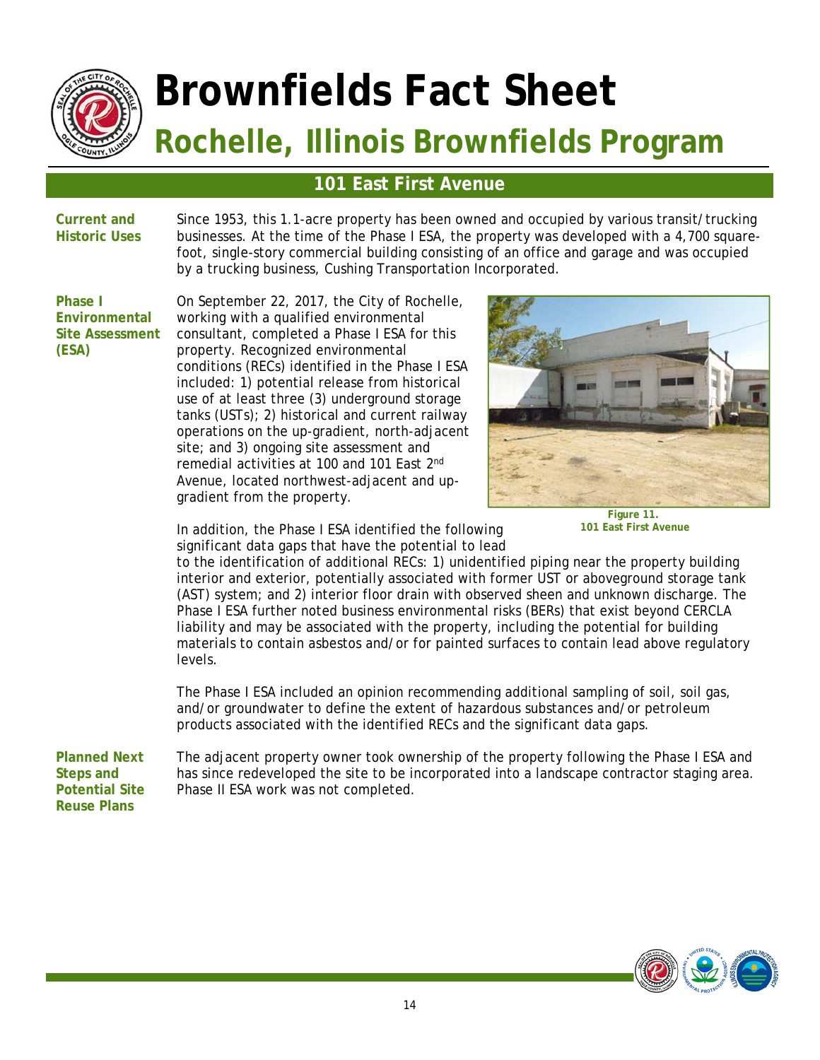# Brownfields Fact Sheet

## Rochelle, Illinois Brownfields Program

### 101 East First Avenue

**Current and Historic Uses**

Since 1953, this 1.1-acre property has been owned and occupied by various transit/trucking businesses. At the time of the Phase I ESA, the property was developed with a 4,700 square-foot, single-story commercial building consisting of an office and garage and was occupied by a trucking business, Cushing Transportation Incorporated.

**Phase I Environmental Site Assessment (ESA)**

On September 22, 2017, the City of Rochelle, working with a qualified environmental consultant, completed a Phase I ESA for this property. Recognized environmental conditions (RECs) identified in the Phase I ESA included: 1) potential release from historical use of at least three (3) underground storage tanks (USTs); 2) historical and current railway operations on the up-gradient, north-adjacent site; and 3) ongoing site assessment and remedial activities at 100 and 101 East 2nd Avenue, located northwest-adjacent and up-gradient from the property.

Figure 11.
101 East First Avenue

In addition, the Phase I ESA identified the following significant data gaps that have the potential to lead to the identification of additional RECs: 1) unidentified piping near the property building interior and exterior, potentially associated with former UST or aboveground storage tank (AST) system; and 2) interior floor drain with observed sheen and unknown discharge. The Phase I ESA further noted business environmental risks (BERs) that exist beyond CERCLA liability and may be associated with the property, including the potential for building materials to contain asbestos and/or for painted surfaces to contain lead above regulatory levels.

The Phase I ESA included an opinion recommending additional sampling of soil, soil gas, and/or groundwater to define the extent of hazardous substances and/or petroleum products associated with the identified RECs and the significant data gaps.

**Planned Next Steps and Potential Site Reuse Plans**

The adjacent property owner took ownership of the property following the Phase I ESA and has since redeveloped the site to be incorporated into a landscape contractor staging area. Phase II ESA work was not completed.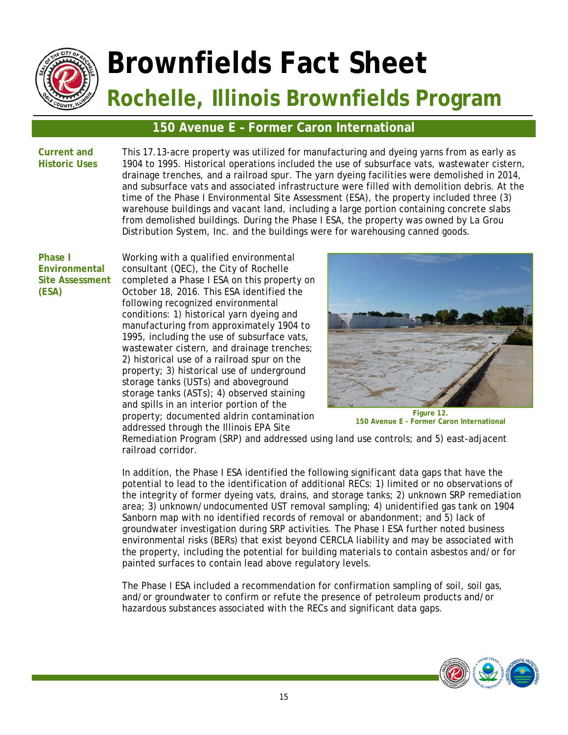# Brownfields Fact Sheet

## Rochelle, Illinois Brownfields Program

### 150 Avenue E – Former Caron International

**Current and Historic Uses**

This 17.13-acre property was utilized for manufacturing and dyeing yarns from as early as 1904 to 1995. Historical operations included the use of subsurface vats, wastewater cistern, drainage trenches, and a railroad spur. The yarn dyeing facilities were demolished in 2014, and subsurface vats and associated infrastructure were filled with demolition debris. At the time of the Phase I Environmental Site Assessment (ESA), the property included three (3) warehouse buildings and vacant land, including a large portion containing concrete slabs from demolished buildings. During the Phase I ESA, the property was owned by La Grou Distribution System, Inc. and the buildings were for warehousing canned goods.

**Phase I Environmental Site Assessment (ESA)**

Working with a qualified environmental consultant (QEC), the City of Rochelle completed a Phase I ESA on this property on October 18, 2016. This ESA identified the following recognized environmental conditions: 1) historical yarn dyeing and manufacturing from approximately 1904 to 1995, including the use of subsurface vats, wastewater cistern, and drainage trenches; 2) historical use of a railroad spur on the property; 3) historical use of underground storage tanks (USTs) and aboveground storage tanks (ASTs); 4) observed staining and spills in an interior portion of the property; documented aldrin contamination addressed through the Illinois EPA Site Remediation Program (SRP) and addressed using land use controls; and 5) east-adjacent railroad corridor.

**Figure 12.**
**150 Avenue E - Former Caron International**

In addition, the Phase I ESA identified the following significant data gaps that have the potential to lead to the identification of additional RECs: 1) limited or no observations of the integrity of former dyeing vats, drains, and storage tanks; 2) unknown SRP remediation area; 3) unknown/undocumented UST removal sampling; 4) unidentified gas tank on 1904 Sanborn map with no identified records of removal or abandonment; and 5) lack of groundwater investigation during SRP activities. The Phase I ESA further noted business environmental risks (BERs) that exist beyond CERCLA liability and may be associated with the property, including the potential for building materials to contain asbestos and/or for painted surfaces to contain lead above regulatory levels.

The Phase I ESA included a recommendation for confirmation sampling of soil, soil gas, and/or groundwater to confirm or refute the presence of petroleum products and/or hazardous substances associated with the RECs and significant data gaps.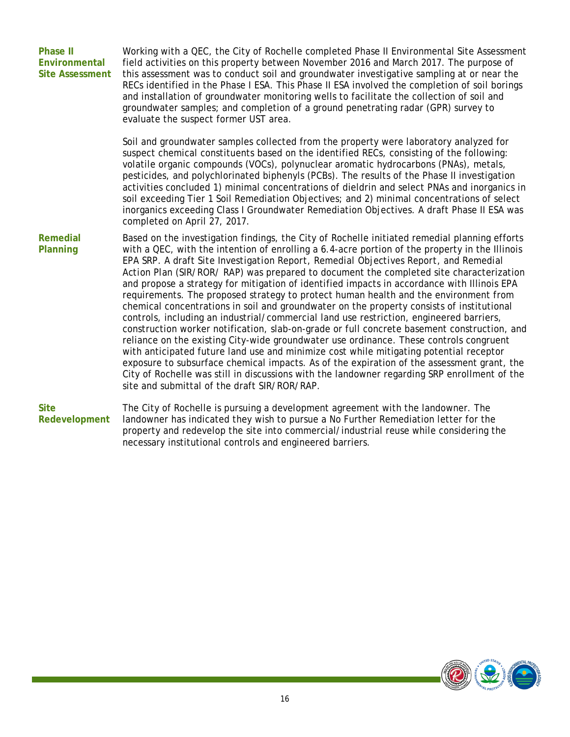**Phase II Environmental Site Assessment**

Working with a QEC, the City of Rochelle completed Phase II Environmental Site Assessment field activities on this property between November 2016 and March 2017. The purpose of this assessment was to conduct soil and groundwater investigative sampling at or near the RECs identified in the Phase I ESA. This Phase II ESA involved the completion of soil borings and installation of groundwater monitoring wells to facilitate the collection of soil and groundwater samples; and completion of a ground penetrating radar (GPR) survey to evaluate the suspect former UST area.

Soil and groundwater samples collected from the property were laboratory analyzed for suspect chemical constituents based on the identified RECs, consisting of the following: volatile organic compounds (VOCs), polynuclear aromatic hydrocarbons (PNAs), metals, pesticides, and polychlorinated biphenyls (PCBs). The results of the Phase II investigation activities concluded 1) minimal concentrations of dieldrin and select PNAs and inorganics in soil exceeding Tier 1 Soil Remediation Objectives; and 2) minimal concentrations of select inorganics exceeding Class I Groundwater Remediation Objectives. A draft Phase II ESA was completed on April 27, 2017.

**Remedial Planning**

Based on the investigation findings, the City of Rochelle initiated remedial planning efforts with a QEC, with the intention of enrolling a 6.4-acre portion of the property in the Illinois EPA SRP. A draft *Site Investigation Report, Remedial Objectives Report,* and *Remedial Action Plan* (SIR/ROR/ RAP) was prepared to document the completed site characterization and propose a strategy for mitigation of identified impacts in accordance with Illinois EPA requirements. The proposed strategy to protect human health and the environment from chemical concentrations in soil and groundwater on the property consists of institutional controls, including an industrial/commercial land use restriction, engineered barriers, construction worker notification, slab-on-grade or full concrete basement construction, and reliance on the existing City-wide groundwater use ordinance. These controls congruent with anticipated future land use and minimize cost while mitigating potential receptor exposure to subsurface chemical impacts. As of the expiration of the assessment grant, the City of Rochelle was still in discussions with the landowner regarding SRP enrollment of the site and submittal of the draft SIR/ROR/RAP.

**Site Redevelopment**

The City of Rochelle is pursuing a development agreement with the landowner. The landowner has indicated they wish to pursue a No Further Remediation letter for the property and redevelop the site into commercial/industrial reuse while considering the necessary institutional controls and engineered barriers.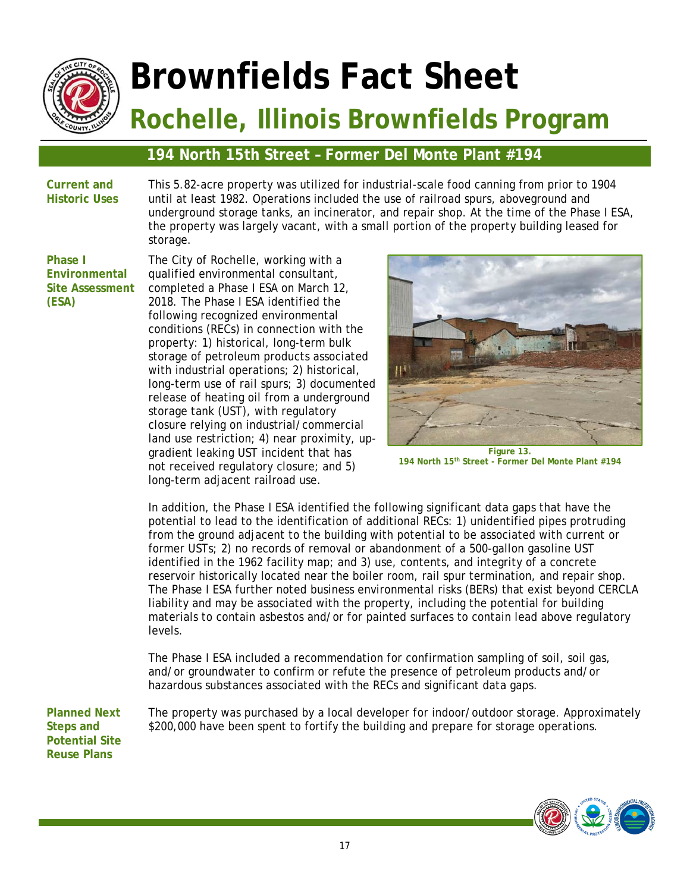# Brownfields Fact Sheet

## Rochelle, Illinois Brownfields Program

### 194 North 15th Street – Former Del Monte Plant #194

**Current and Historic Uses**

This 5.82-acre property was utilized for industrial-scale food canning from prior to 1904 until at least 1982. Operations included the use of railroad spurs, aboveground and underground storage tanks, an incinerator, and repair shop. At the time of the Phase I ESA, the property was largely vacant, with a small portion of the property building leased for storage.

**Phase I Environmental Site Assessment (ESA)**

The City of Rochelle, working with a qualified environmental consultant, completed a Phase I ESA on March 12, 2018. The Phase I ESA identified the following recognized environmental conditions (RECs) in connection with the property: 1) historical, long-term bulk storage of petroleum products associated with industrial operations; 2) historical, long-term use of rail spurs; 3) documented release of heating oil from a underground storage tank (UST), with regulatory closure relying on industrial/commercial land use restriction; 4) near proximity, up-gradient leaking UST incident that has not received regulatory closure; and 5) long-term adjacent railroad use.

**Figure 13.**
**194 North 15th Street - Former Del Monte Plant #194**

In addition, the Phase I ESA identified the following significant data gaps that have the potential to lead to the identification of additional RECs: 1) unidentified pipes protruding from the ground adjacent to the building with potential to be associated with current or former USTs; 2) no records of removal or abandonment of a 500-gallon gasoline UST identified in the 1962 facility map; and 3) use, contents, and integrity of a concrete reservoir historically located near the boiler room, rail spur termination, and repair shop. The Phase I ESA further noted business environmental risks (BERs) that exist beyond CERCLA liability and may be associated with the property, including the potential for building materials to contain asbestos and/or for painted surfaces to contain lead above regulatory levels.

The Phase I ESA included a recommendation for confirmation sampling of soil, soil gas, and/or groundwater to confirm or refute the presence of petroleum products and/or hazardous substances associated with the RECs and significant data gaps.

**Planned Next Steps and Potential Site Reuse Plans**

The property was purchased by a local developer for indoor/outdoor storage. Approximately $200,000 have been spent to fortify the building and prepare for storage operations.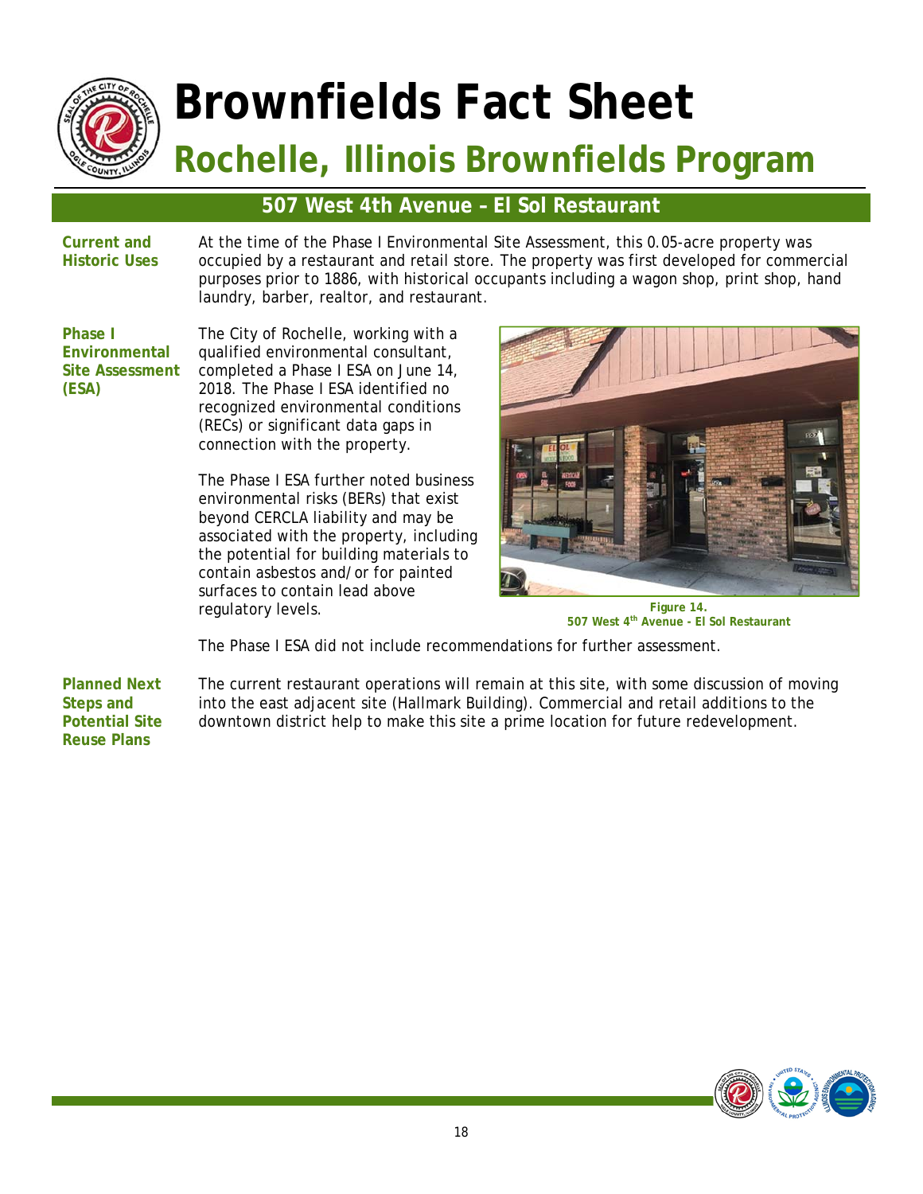# Brownfields Fact Sheet

## Rochelle, Illinois Brownfields Program

### 507 West 4th Avenue – El Sol Restaurant

**Current and Historic Uses**

At the time of the Phase I Environmental Site Assessment, this 0.05-acre property was occupied by a restaurant and retail store. The property was first developed for commercial purposes prior to 1886, with historical occupants including a wagon shop, print shop, hand laundry, barber, realtor, and restaurant.

**Phase I Environmental Site Assessment (ESA)**

The City of Rochelle, working with a qualified environmental consultant, completed a Phase I ESA on June 14, 2018. The Phase I ESA identified no recognized environmental conditions (RECs) or significant data gaps in connection with the property.

The Phase I ESA further noted business environmental risks (BERs) that exist beyond CERCLA liability and may be associated with the property, including the potential for building materials to contain asbestos and/or for painted surfaces to contain lead above regulatory levels.

**Figure 14.**
**507 West 4th Avenue - El Sol Restaurant**

The Phase I ESA did not include recommendations for further assessment.

**Planned Next Steps and Potential Site Reuse Plans**

The current restaurant operations will remain at this site, with some discussion of moving into the east adjacent site (Hallmark Building). Commercial and retail additions to the downtown district help to make this site a prime location for future redevelopment.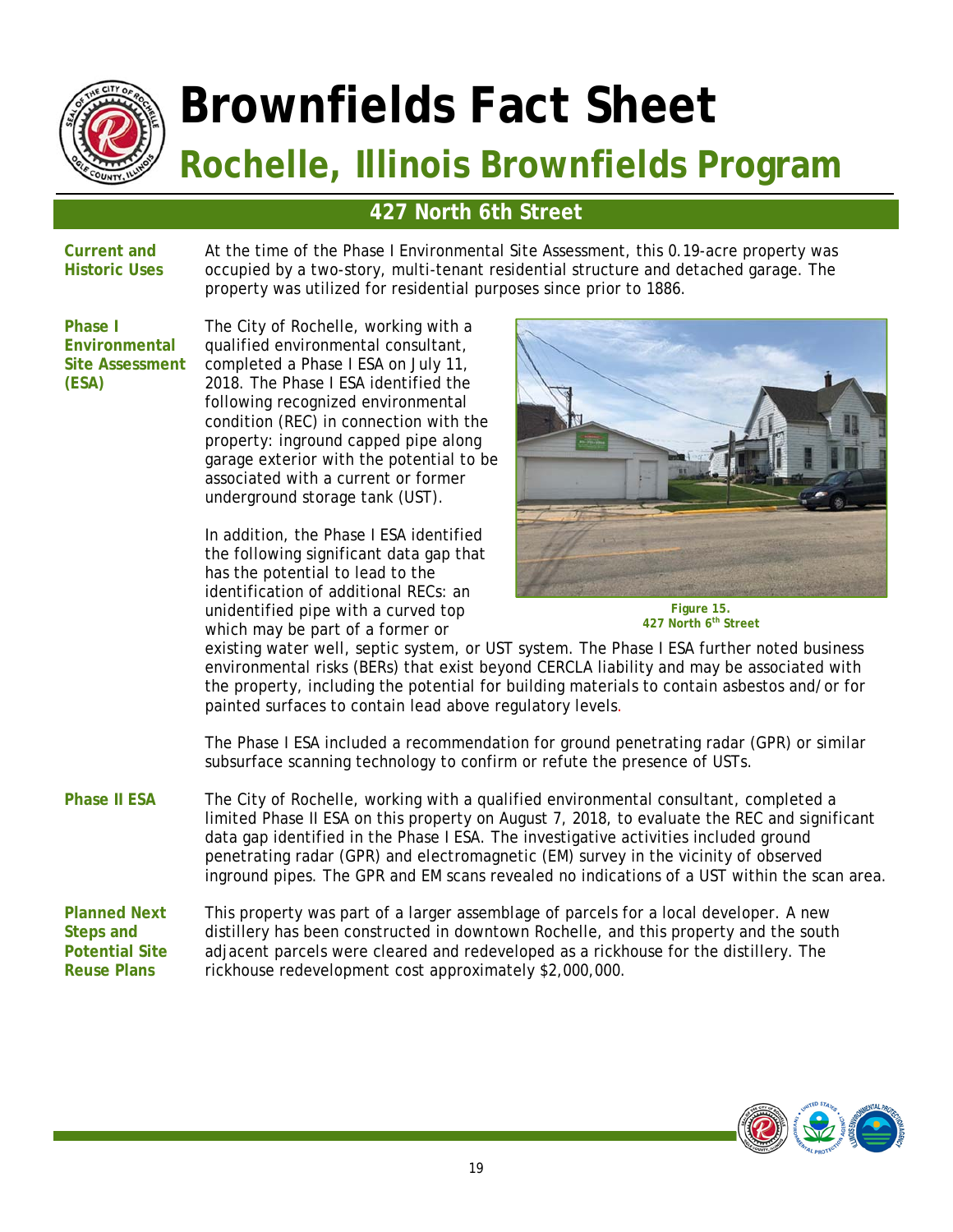# Brownfields Fact Sheet

## Rochelle, Illinois Brownfields Program

### 427 North 6th Street

**Current and Historic Uses**

At the time of the Phase I Environmental Site Assessment, this 0.19-acre property was occupied by a two-story, multi-tenant residential structure and detached garage. The property was utilized for residential purposes since prior to 1886.

**Phase I Environmental Site Assessment (ESA)**

The City of Rochelle, working with a qualified environmental consultant, completed a Phase I ESA on July 11, 2018. The Phase I ESA identified the following recognized environmental condition (REC) in connection with the property: inground capped pipe along garage exterior with the potential to be associated with a current or former underground storage tank (UST).

In addition, the Phase I ESA identified the following significant data gap that has the potential to lead to the identification of additional RECs: an unidentified pipe with a curved top which may be part of a former or existing water well, septic system, or UST system. The Phase I ESA further noted business environmental risks (BERs) that exist beyond CERCLA liability and may be associated with the property, including the potential for building materials to contain asbestos and/or for painted surfaces to contain lead above regulatory levels.

Figure 15.
427 North 6th Street

The Phase I ESA included a recommendation for ground penetrating radar (GPR) or similar subsurface scanning technology to confirm or refute the presence of USTs.

**Phase II ESA**

The City of Rochelle, working with a qualified environmental consultant, completed a limited Phase II ESA on this property on August 7, 2018, to evaluate the REC and significant data gap identified in the Phase I ESA. The investigative activities included ground penetrating radar (GPR) and electromagnetic (EM) survey in the vicinity of observed inground pipes. The GPR and EM scans revealed no indications of a UST within the scan area.

**Planned Next Steps and Potential Site Reuse Plans**

This property was part of a larger assemblage of parcels for a local developer. A new distillery has been constructed in downtown Rochelle, and this property and the south adjacent parcels were cleared and redeveloped as a rickhouse for the distillery. The rickhouse redevelopment cost approximately $2,000,000.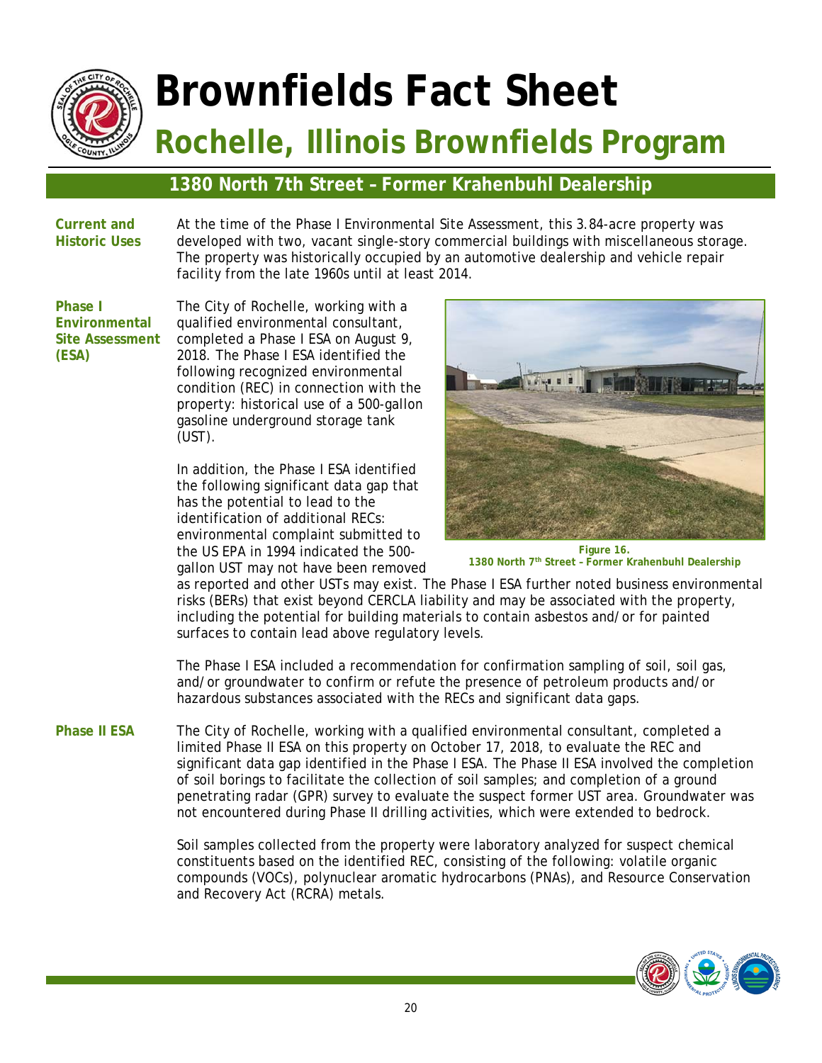# Brownfields Fact Sheet

## Rochelle, Illinois Brownfields Program

### 1380 North 7th Street – Former Krahenbuhl Dealership

**Current and Historic Uses**

At the time of the Phase I Environmental Site Assessment, this 3.84-acre property was developed with two, vacant single-story commercial buildings with miscellaneous storage. The property was historically occupied by an automotive dealership and vehicle repair facility from the late 1960s until at least 2014.

**Phase I Environmental Site Assessment (ESA)**

The City of Rochelle, working with a qualified environmental consultant, completed a Phase I ESA on August 9, 2018. The Phase I ESA identified the following recognized environmental condition (REC) in connection with the property: historical use of a 500-gallon gasoline underground storage tank (UST).

In addition, the Phase I ESA identified the following significant data gap that has the potential to lead to the identification of additional RECs: environmental complaint submitted to the US EPA in 1994 indicated the 500-gallon UST may not have been removed as reported and other USTs may exist. The Phase I ESA further noted business environmental risks (BERs) that exist beyond CERCLA liability and may be associated with the property, including the potential for building materials to contain asbestos and/or for painted surfaces to contain lead above regulatory levels.

**Figure 16.**
**1380 North 7th Street – Former Krahenbuhl Dealership**

The Phase I ESA included a recommendation for confirmation sampling of soil, soil gas, and/or groundwater to confirm or refute the presence of petroleum products and/or hazardous substances associated with the RECs and significant data gaps.

**Phase II ESA**

The City of Rochelle, working with a qualified environmental consultant, completed a limited Phase II ESA on this property on October 17, 2018, to evaluate the REC and significant data gap identified in the Phase I ESA. The Phase II ESA involved the completion of soil borings to facilitate the collection of soil samples; and completion of a ground penetrating radar (GPR) survey to evaluate the suspect former UST area. Groundwater was not encountered during Phase II drilling activities, which were extended to bedrock.

Soil samples collected from the property were laboratory analyzed for suspect chemical constituents based on the identified REC, consisting of the following: volatile organic compounds (VOCs), polynuclear aromatic hydrocarbons (PNAs), and Resource Conservation and Recovery Act (RCRA) metals.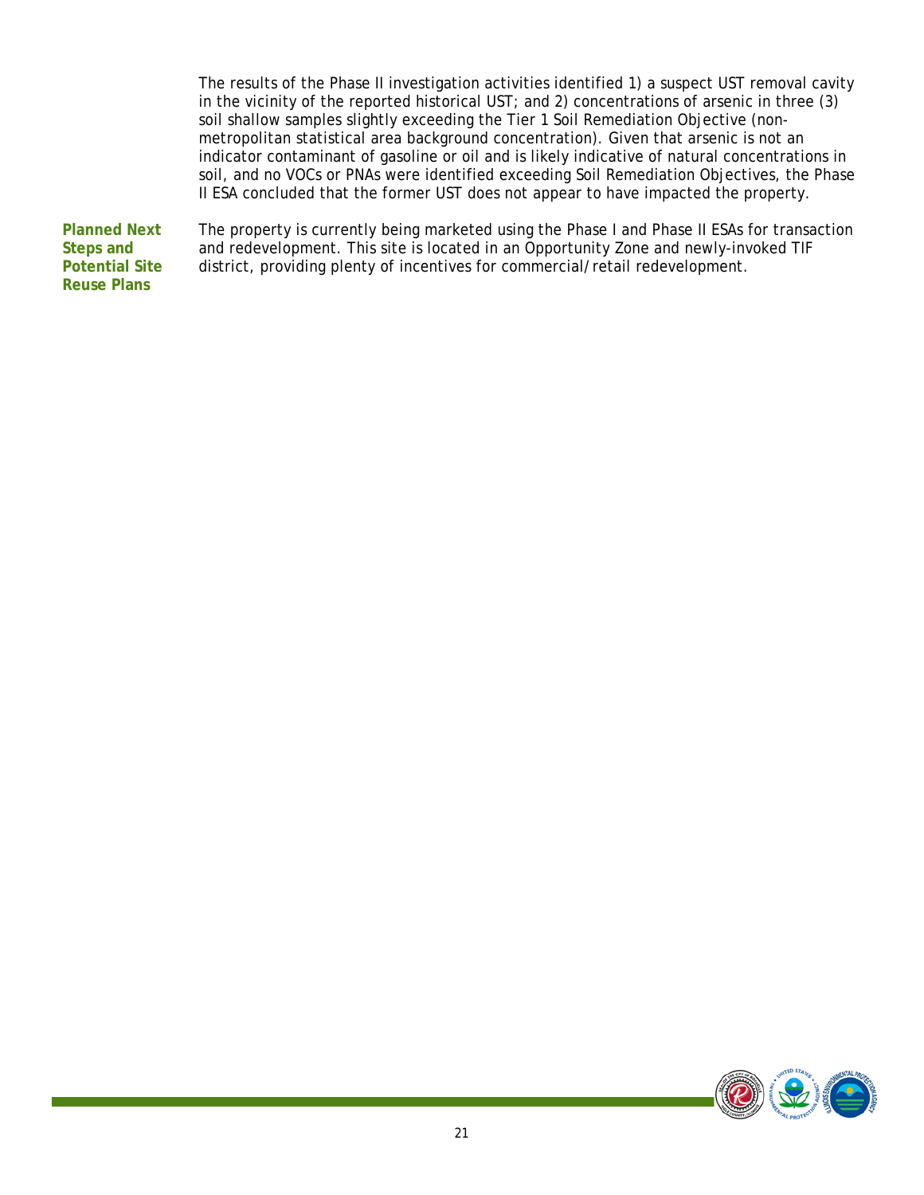The results of the Phase II investigation activities identified 1) a suspect UST removal cavity in the vicinity of the reported historical UST; and 2) concentrations of arsenic in three (3) soil shallow samples slightly exceeding the Tier 1 Soil Remediation Objective (non-metropolitan statistical area background concentration). Given that arsenic is not an indicator contaminant of gasoline or oil and is likely indicative of natural concentrations in soil, and no VOCs or PNAs were identified exceeding Soil Remediation Objectives, the Phase II ESA concluded that the former UST does not appear to have impacted the property.

**Planned Next Steps and Potential Site Reuse Plans**

The property is currently being marketed using the Phase I and Phase II ESAs for transaction and redevelopment. This site is located in an Opportunity Zone and newly-invoked TIF district, providing plenty of incentives for commercial/retail redevelopment.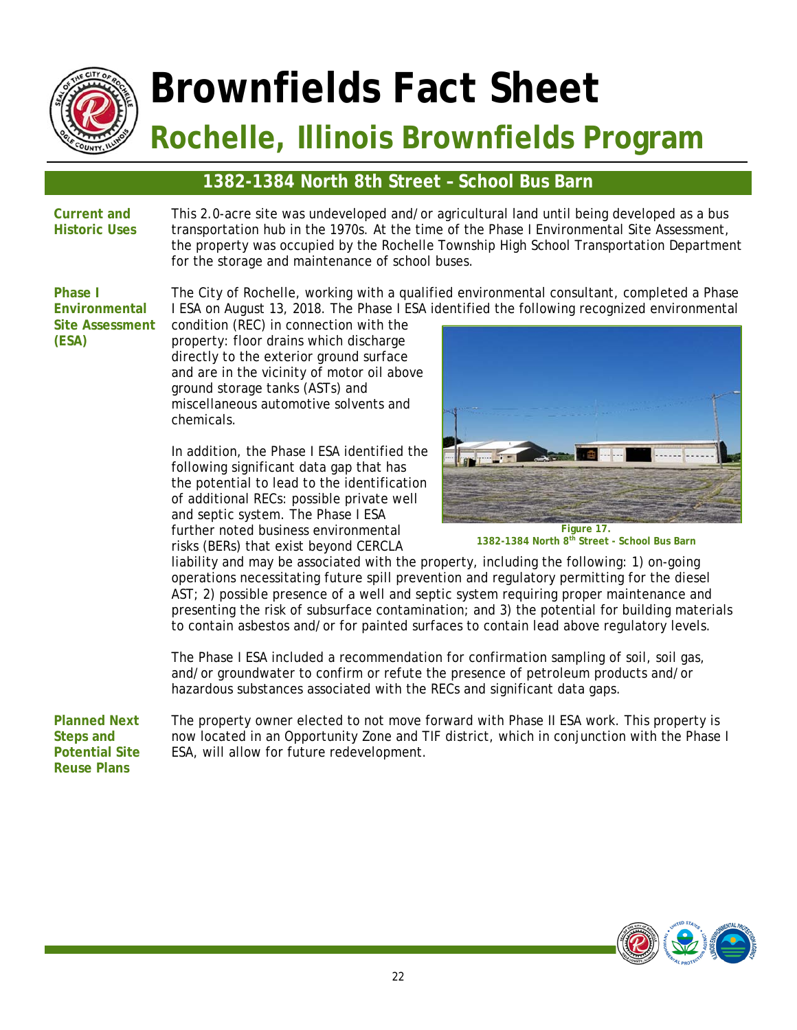# Brownfields Fact Sheet

## Rochelle, Illinois Brownfields Program

### 1382-1384 North 8th Street – School Bus Barn

**Current and Historic Uses**

This 2.0-acre site was undeveloped and/or agricultural land until being developed as a bus transportation hub in the 1970s. At the time of the Phase I Environmental Site Assessment, the property was occupied by the Rochelle Township High School Transportation Department for the storage and maintenance of school buses.

**Phase I Environmental Site Assessment (ESA)**

The City of Rochelle, working with a qualified environmental consultant, completed a Phase I ESA on August 13, 2018. The Phase I ESA identified the following recognized environmental condition (REC) in connection with the property: floor drains which discharge directly to the exterior ground surface and are in the vicinity of motor oil above ground storage tanks (ASTs) and miscellaneous automotive solvents and chemicals.

In addition, the Phase I ESA identified the following significant data gap that has the potential to lead to the identification of additional RECs: possible private well and septic system. The Phase I ESA further noted business environmental risks (BERs) that exist beyond CERCLA liability and may be associated with the property, including the following: 1) on-going operations necessitating future spill prevention and regulatory permitting for the diesel AST; 2) possible presence of a well and septic system requiring proper maintenance and presenting the risk of subsurface contamination; and 3) the potential for building materials to contain asbestos and/or for painted surfaces to contain lead above regulatory levels.

**Figure 17.**
**1382-1384 North 8th Street - School Bus Barn**

The Phase I ESA included a recommendation for confirmation sampling of soil, soil gas, and/or groundwater to confirm or refute the presence of petroleum products and/or hazardous substances associated with the RECs and significant data gaps.

**Planned Next Steps and Potential Site Reuse Plans**

The property owner elected to not move forward with Phase II ESA work. This property is now located in an Opportunity Zone and TIF district, which in conjunction with the Phase I ESA, will allow for future redevelopment.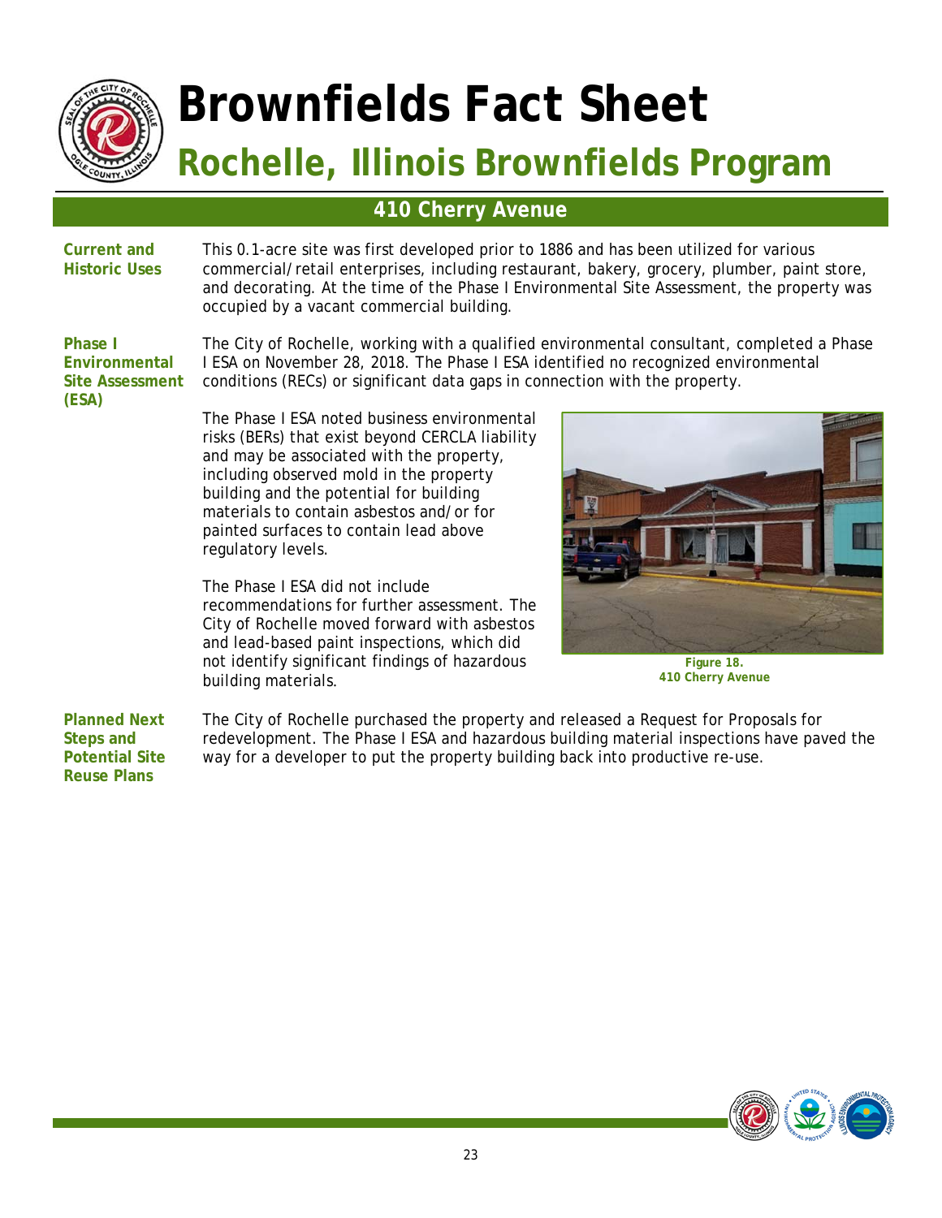# Brownfields Fact Sheet

## Rochelle, Illinois Brownfields Program

### 410 Cherry Avenue

**Current and Historic Uses**

This 0.1-acre site was first developed prior to 1886 and has been utilized for various commercial/retail enterprises, including restaurant, bakery, grocery, plumber, paint store, and decorating. At the time of the Phase I Environmental Site Assessment, the property was occupied by a vacant commercial building.

**Phase I Environmental Site Assessment (ESA)**

The City of Rochelle, working with a qualified environmental consultant, completed a Phase I ESA on November 28, 2018. The Phase I ESA identified no recognized environmental conditions (RECs) or significant data gaps in connection with the property.

The Phase I ESA noted business environmental risks (BERs) that exist beyond CERCLA liability and may be associated with the property, including observed mold in the property building and the potential for building materials to contain asbestos and/or for painted surfaces to contain lead above regulatory levels.

The Phase I ESA did not include recommendations for further assessment. The City of Rochelle moved forward with asbestos and lead-based paint inspections, which did not identify significant findings of hazardous building materials.

Figure 18.
410 Cherry Avenue

**Planned Next Steps and Potential Site Reuse Plans**

The City of Rochelle purchased the property and released a Request for Proposals for redevelopment. The Phase I ESA and hazardous building material inspections have paved the way for a developer to put the property building back into productive re-use.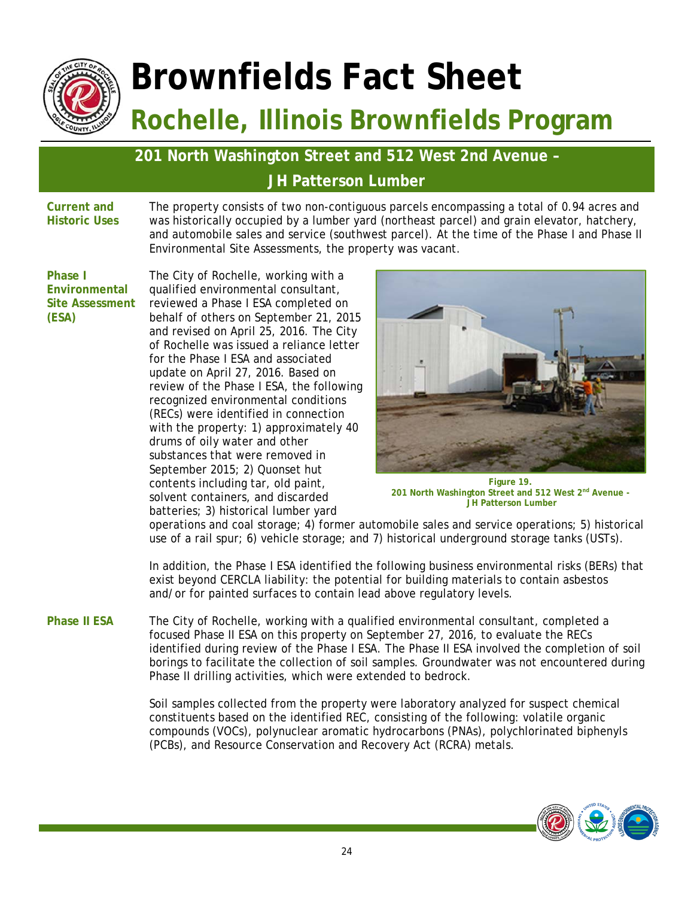# Brownfields Fact Sheet

## Rochelle, Illinois Brownfields Program

### 201 North Washington Street and 512 West 2nd Avenue – JH Patterson Lumber

**Current and Historic Uses**

The property consists of two non-contiguous parcels encompassing a total of 0.94 acres and was historically occupied by a lumber yard (northeast parcel) and grain elevator, hatchery, and automobile sales and service (southwest parcel). At the time of the Phase I and Phase II Environmental Site Assessments, the property was vacant.

**Phase I Environmental Site Assessment (ESA)**

The City of Rochelle, working with a qualified environmental consultant, reviewed a Phase I ESA completed on behalf of others on September 21, 2015 and revised on April 25, 2016. The City of Rochelle was issued a reliance letter for the Phase I ESA and associated update on April 27, 2016. Based on review of the Phase I ESA, the following recognized environmental conditions (RECs) were identified in connection with the property: 1) approximately 40 drums of oily water and other substances that were removed in September 2015; 2) Quonset hut contents including tar, old paint, solvent containers, and discarded batteries; 3) historical lumber yard operations and coal storage; 4) former automobile sales and service operations; 5) historical use of a rail spur; 6) vehicle storage; and 7) historical underground storage tanks (USTs).

**Figure 19.**
**201 North Washington Street and 512 West 2nd Avenue - JH Patterson Lumber**

In addition, the Phase I ESA identified the following business environmental risks (BERs) that exist beyond CERCLA liability: the potential for building materials to contain asbestos and/or for painted surfaces to contain lead above regulatory levels.

**Phase II ESA**

The City of Rochelle, working with a qualified environmental consultant, completed a focused Phase II ESA on this property on September 27, 2016, to evaluate the RECs identified during review of the Phase I ESA. The Phase II ESA involved the completion of soil borings to facilitate the collection of soil samples. Groundwater was not encountered during Phase II drilling activities, which were extended to bedrock.

Soil samples collected from the property were laboratory analyzed for suspect chemical constituents based on the identified REC, consisting of the following: volatile organic compounds (VOCs), polynuclear aromatic hydrocarbons (PNAs), polychlorinated biphenyls (PCBs), and Resource Conservation and Recovery Act (RCRA) metals.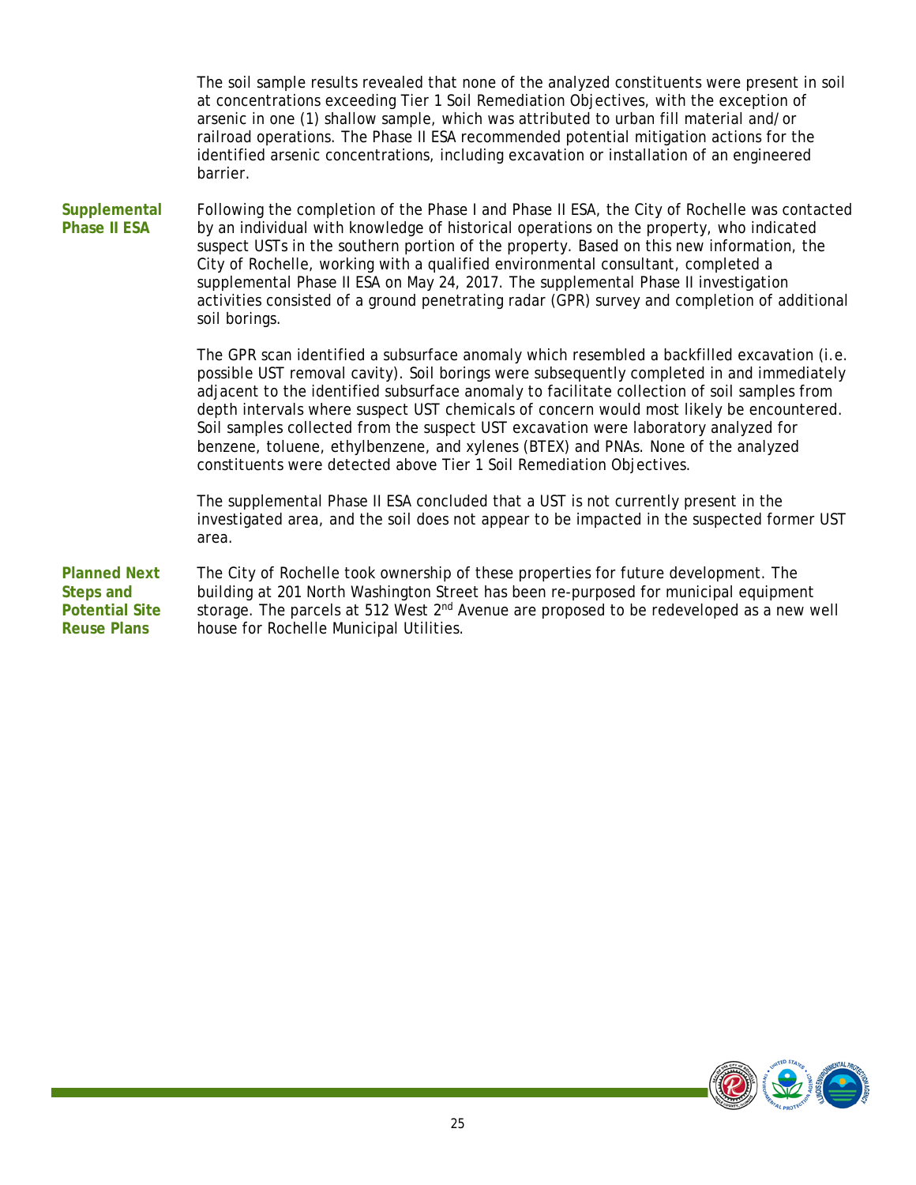The soil sample results revealed that none of the analyzed constituents were present in soil at concentrations exceeding Tier 1 Soil Remediation Objectives, with the exception of arsenic in one (1) shallow sample, which was attributed to urban fill material and/or railroad operations. The Phase II ESA recommended potential mitigation actions for the identified arsenic concentrations, including excavation or installation of an engineered barrier.

**Supplemental Phase II ESA**

Following the completion of the Phase I and Phase II ESA, the City of Rochelle was contacted by an individual with knowledge of historical operations on the property, who indicated suspect USTs in the southern portion of the property. Based on this new information, the City of Rochelle, working with a qualified environmental consultant, completed a supplemental Phase II ESA on May 24, 2017. The supplemental Phase II investigation activities consisted of a ground penetrating radar (GPR) survey and completion of additional soil borings.

The GPR scan identified a subsurface anomaly which resembled a backfilled excavation (i.e. possible UST removal cavity). Soil borings were subsequently completed in and immediately adjacent to the identified subsurface anomaly to facilitate collection of soil samples from depth intervals where suspect UST chemicals of concern would most likely be encountered. Soil samples collected from the suspect UST excavation were laboratory analyzed for benzene, toluene, ethylbenzene, and xylenes (BTEX) and PNAs. None of the analyzed constituents were detected above Tier 1 Soil Remediation Objectives.

The supplemental Phase II ESA concluded that a UST is not currently present in the investigated area, and the soil does not appear to be impacted in the suspected former UST area.

**Planned Next Steps and Potential Site Reuse Plans**

The City of Rochelle took ownership of these properties for future development. The building at 201 North Washington Street has been re-purposed for municipal equipment storage. The parcels at 512 West 2nd Avenue are proposed to be redeveloped as a new well house for Rochelle Municipal Utilities.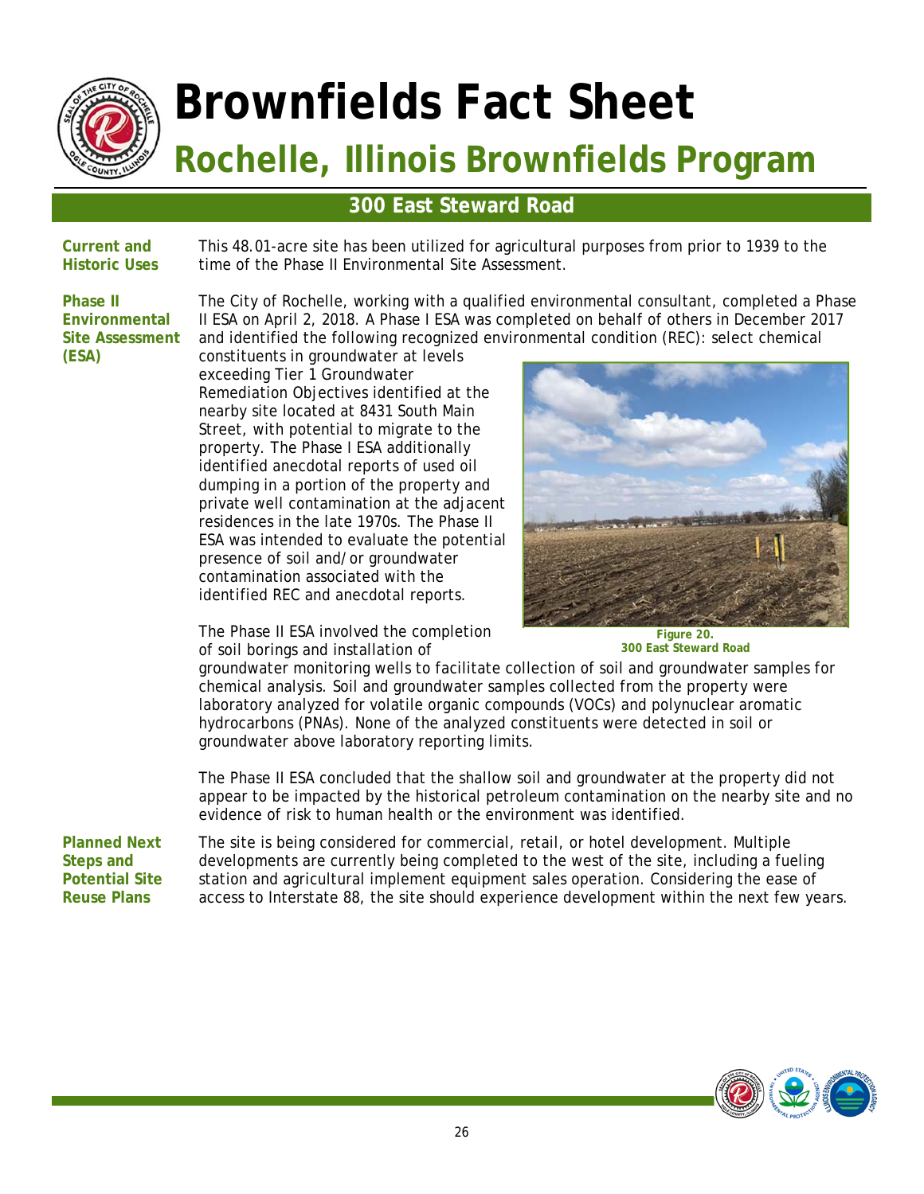# Brownfields Fact Sheet

## Rochelle, Illinois Brownfields Program

### 300 East Steward Road

**Current and Historic Uses**

This 48.01-acre site has been utilized for agricultural purposes from prior to 1939 to the time of the Phase II Environmental Site Assessment.

**Phase II Environmental Site Assessment (ESA)**

The City of Rochelle, working with a qualified environmental consultant, completed a Phase II ESA on April 2, 2018. A Phase I ESA was completed on behalf of others in December 2017 and identified the following recognized environmental condition (REC): select chemical constituents in groundwater at levels exceeding Tier 1 Groundwater Remediation Objectives identified at the nearby site located at 8431 South Main Street, with potential to migrate to the property. The Phase I ESA additionally identified anecdotal reports of used oil dumping in a portion of the property and private well contamination at the adjacent residences in the late 1970s. The Phase II ESA was intended to evaluate the potential presence of soil and/or groundwater contamination associated with the identified REC and anecdotal reports.

Figure 20. 300 East Steward Road

The Phase II ESA involved the completion of soil borings and installation of groundwater monitoring wells to facilitate collection of soil and groundwater samples for chemical analysis. Soil and groundwater samples collected from the property were laboratory analyzed for volatile organic compounds (VOCs) and polynuclear aromatic hydrocarbons (PNAs). None of the analyzed constituents were detected in soil or groundwater above laboratory reporting limits.

The Phase II ESA concluded that the shallow soil and groundwater at the property did not appear to be impacted by the historical petroleum contamination on the nearby site and no evidence of risk to human health or the environment was identified.

**Planned Next Steps and Potential Site Reuse Plans**

The site is being considered for commercial, retail, or hotel development. Multiple developments are currently being completed to the west of the site, including a fueling station and agricultural implement equipment sales operation. Considering the ease of access to Interstate 88, the site should experience development within the next few years.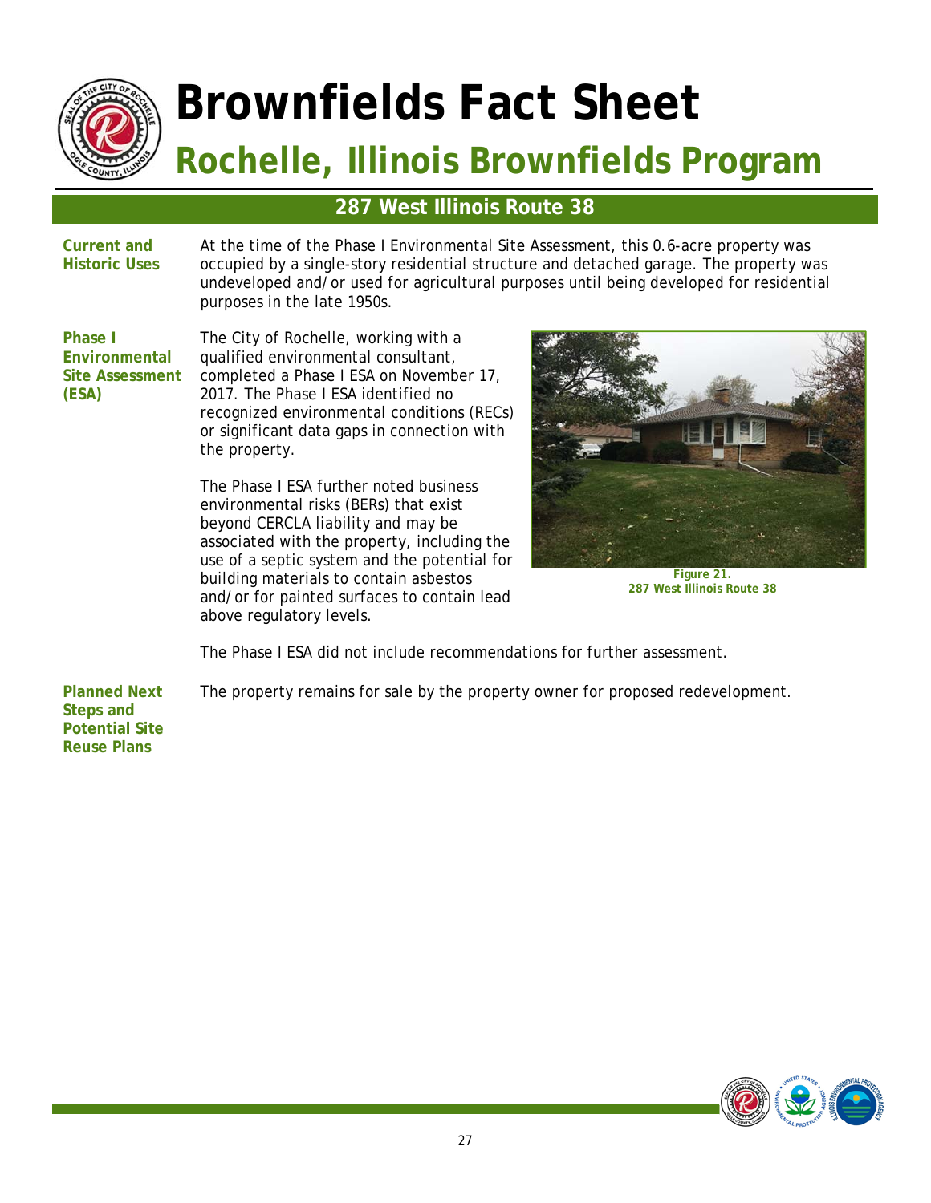# Brownfields Fact Sheet

## Rochelle, Illinois Brownfields Program

### 287 West Illinois Route 38

**Current and Historic Uses**

At the time of the Phase I Environmental Site Assessment, this 0.6-acre property was occupied by a single-story residential structure and detached garage. The property was undeveloped and/or used for agricultural purposes until being developed for residential purposes in the late 1950s.

**Phase I Environmental Site Assessment (ESA)**

The City of Rochelle, working with a qualified environmental consultant, completed a Phase I ESA on November 17, 2017. The Phase I ESA identified no recognized environmental conditions (RECs) or significant data gaps in connection with the property.

The Phase I ESA further noted business environmental risks (BERs) that exist beyond CERCLA liability and may be associated with the property, including the use of a septic system and the potential for building materials to contain asbestos and/or for painted surfaces to contain lead above regulatory levels.

**Figure 21.**
**287 West Illinois Route 38**

The Phase I ESA did not include recommendations for further assessment.

**Planned Next Steps and Potential Site Reuse Plans**

The property remains for sale by the property owner for proposed redevelopment.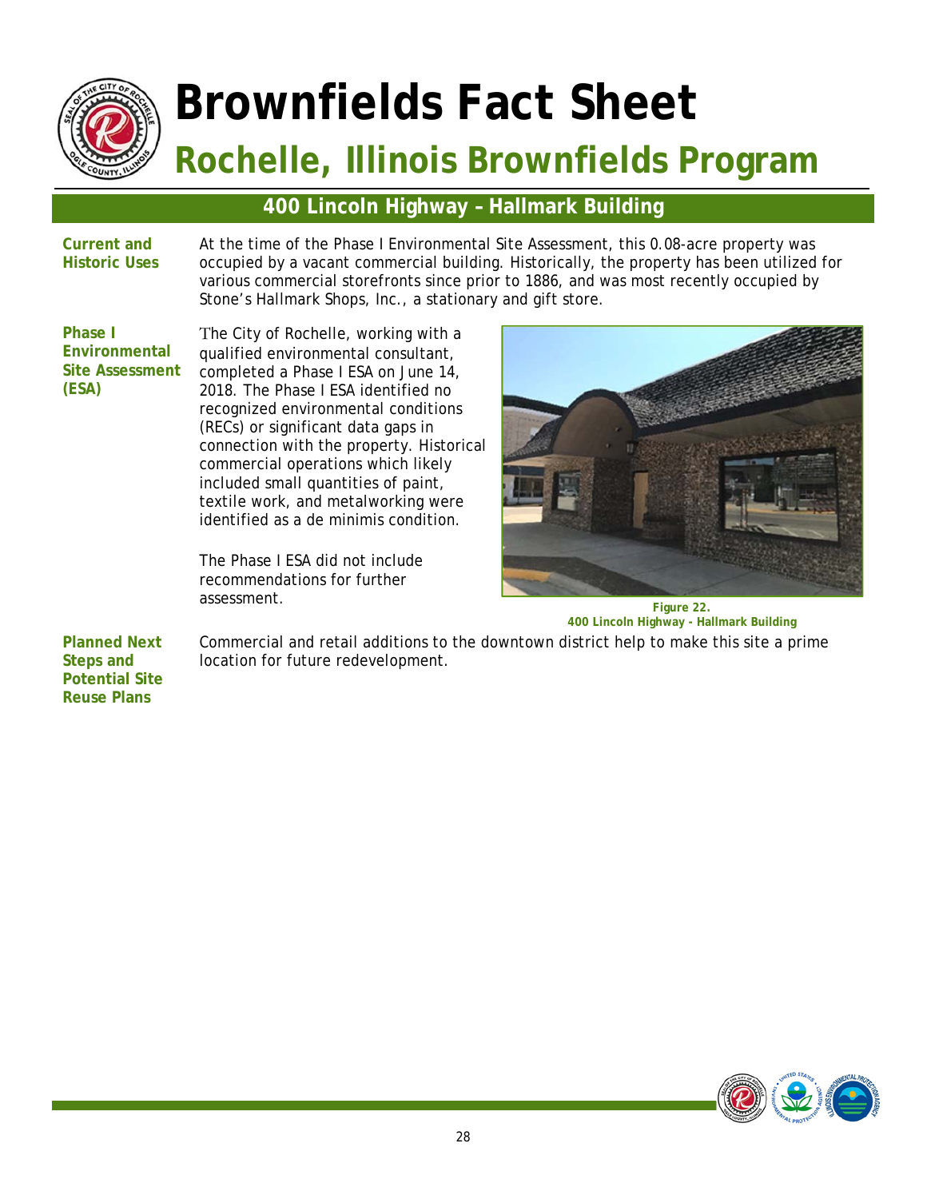# Brownfields Fact Sheet

## Rochelle, Illinois Brownfields Program

### 400 Lincoln Highway – Hallmark Building

**Current and Historic Uses**

At the time of the Phase I Environmental Site Assessment, this 0.08-acre property was occupied by a vacant commercial building. Historically, the property has been utilized for various commercial storefronts since prior to 1886, and was most recently occupied by Stone's Hallmark Shops, Inc., a stationary and gift store.

**Phase I Environmental Site Assessment (ESA)**

The City of Rochelle, working with a qualified environmental consultant, completed a Phase I ESA on June 14, 2018. The Phase I ESA identified no recognized environmental conditions (RECs) or significant data gaps in connection with the property. Historical commercial operations which likely included small quantities of paint, textile work, and metalworking were identified as a de minimis condition.

The Phase I ESA did not include recommendations for further assessment.

**Figure 22.**
**400 Lincoln Highway - Hallmark Building**

**Planned Next Steps and Potential Site Reuse Plans**

Commercial and retail additions to the downtown district help to make this site a prime location for future redevelopment.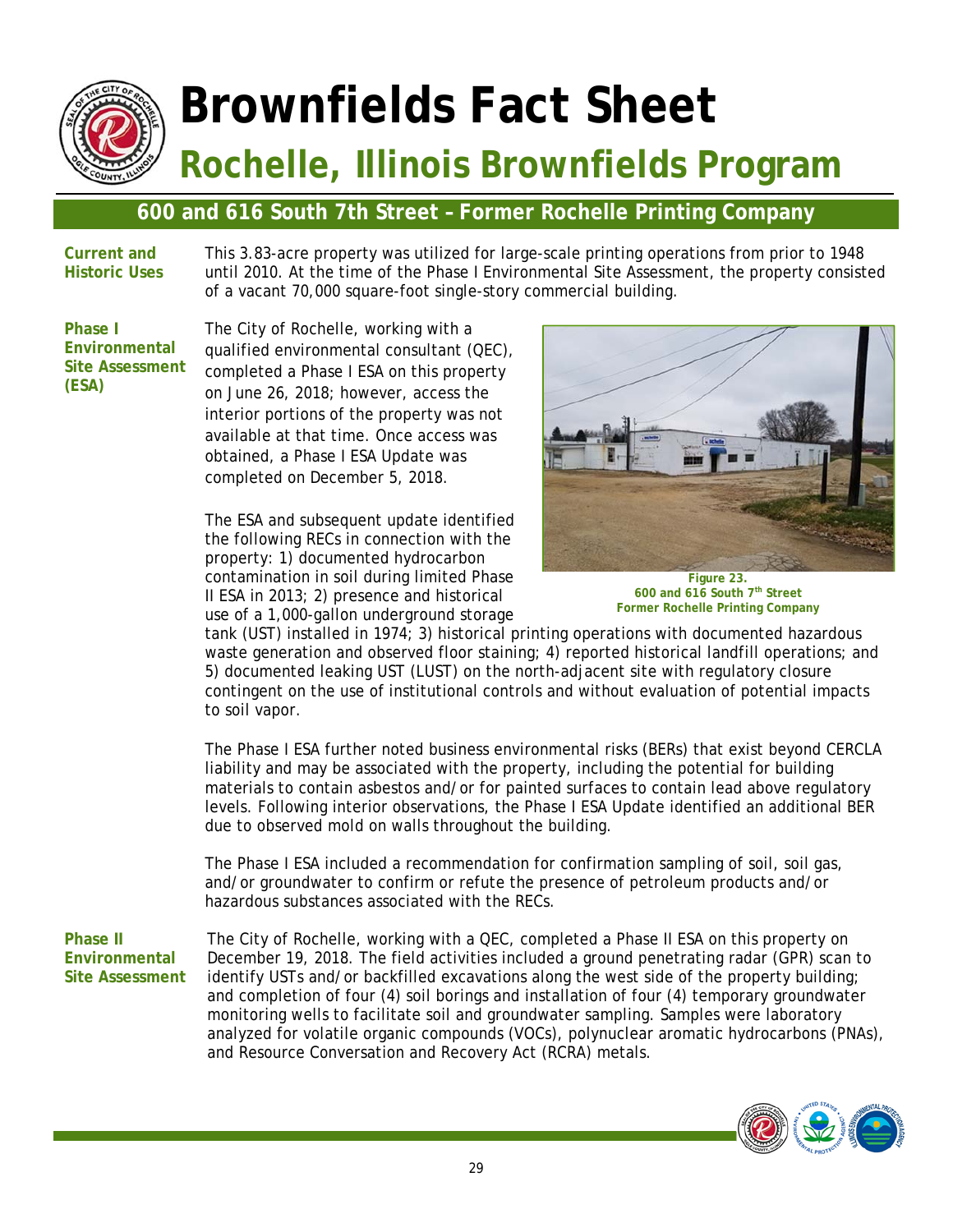# Brownfields Fact Sheet

## Rochelle, Illinois Brownfields Program

### 600 and 616 South 7th Street – Former Rochelle Printing Company

**Current and Historic Uses**

This 3.83-acre property was utilized for large-scale printing operations from prior to 1948 until 2010. At the time of the Phase I Environmental Site Assessment, the property consisted of a vacant 70,000 square-foot single-story commercial building.

**Phase I Environmental Site Assessment (ESA)**

The City of Rochelle, working with a qualified environmental consultant (QEC), completed a Phase I ESA on this property on June 26, 2018; however, access the interior portions of the property was not available at that time. Once access was obtained, a Phase I ESA Update was completed on December 5, 2018.

**Figure 23.**
**600 and 616 South 7th Street**
**Former Rochelle Printing Company**

The ESA and subsequent update identified the following RECs in connection with the property: 1) documented hydrocarbon contamination in soil during limited Phase II ESA in 2013; 2) presence and historical use of a 1,000-gallon underground storage tank (UST) installed in 1974; 3) historical printing operations with documented hazardous waste generation and observed floor staining; 4) reported historical landfill operations; and 5) documented leaking UST (LUST) on the north-adjacent site with regulatory closure contingent on the use of institutional controls and without evaluation of potential impacts to soil vapor.

The Phase I ESA further noted business environmental risks (BERs) that exist beyond CERCLA liability and may be associated with the property, including the potential for building materials to contain asbestos and/or for painted surfaces to contain lead above regulatory levels. Following interior observations, the Phase I ESA Update identified an additional BER due to observed mold on walls throughout the building.

The Phase I ESA included a recommendation for confirmation sampling of soil, soil gas, and/or groundwater to confirm or refute the presence of petroleum products and/or hazardous substances associated with the RECs.

**Phase II Environmental Site Assessment**

The City of Rochelle, working with a QEC, completed a Phase II ESA on this property on December 19, 2018. The field activities included a ground penetrating radar (GPR) scan to identify USTs and/or backfilled excavations along the west side of the property building; and completion of four (4) soil borings and installation of four (4) temporary groundwater monitoring wells to facilitate soil and groundwater sampling. Samples were laboratory analyzed for volatile organic compounds (VOCs), polynuclear aromatic hydrocarbons (PNAs), and Resource Conversation and Recovery Act (RCRA) metals.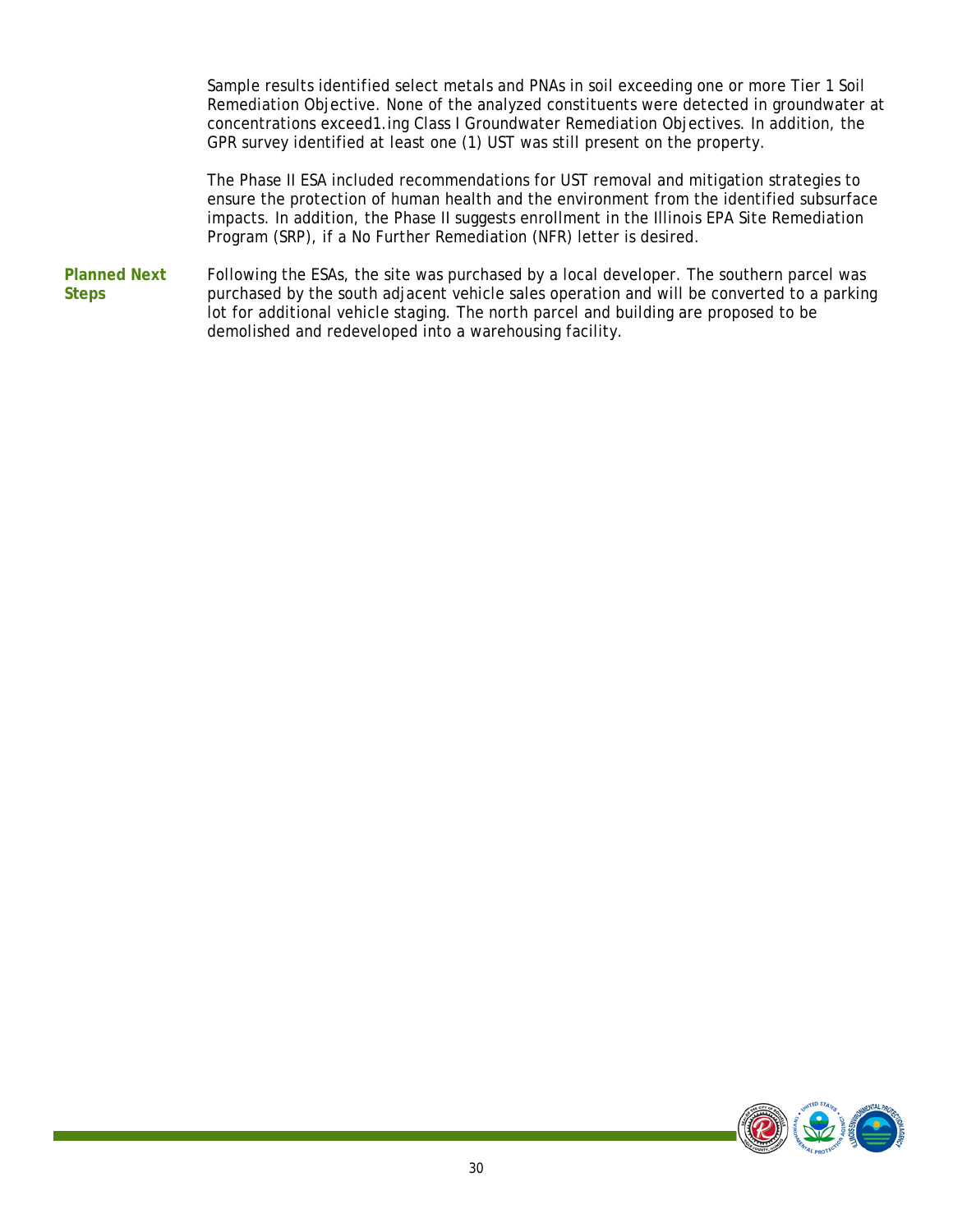Sample results identified select metals and PNAs in soil exceeding one or more Tier 1 Soil Remediation Objective. None of the analyzed constituents were detected in groundwater at concentrations exceed1.ing Class I Groundwater Remediation Objectives. In addition, the GPR survey identified at least one (1) UST was still present on the property.

The Phase II ESA included recommendations for UST removal and mitigation strategies to ensure the protection of human health and the environment from the identified subsurface impacts. In addition, the Phase II suggests enrollment in the Illinois EPA Site Remediation Program (SRP), if a No Further Remediation (NFR) letter is desired.

**Planned Next Steps**

Following the ESAs, the site was purchased by a local developer. The southern parcel was purchased by the south adjacent vehicle sales operation and will be converted to a parking lot for additional vehicle staging. The north parcel and building are proposed to be demolished and redeveloped into a warehousing facility.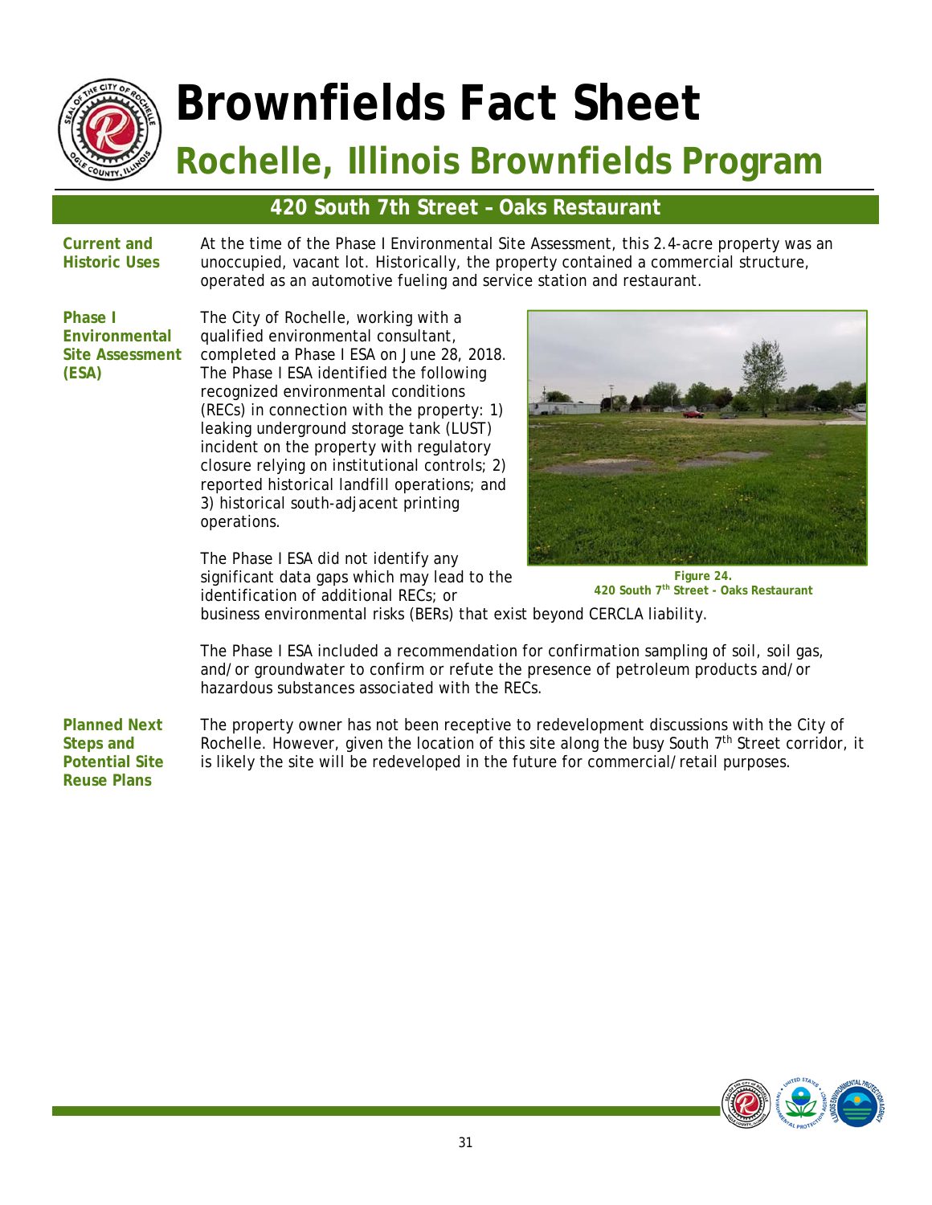# Brownfields Fact Sheet

## Rochelle, Illinois Brownfields Program

### 420 South 7th Street – Oaks Restaurant

**Current and Historic Uses**

At the time of the Phase I Environmental Site Assessment, this 2.4-acre property was an unoccupied, vacant lot. Historically, the property contained a commercial structure, operated as an automotive fueling and service station and restaurant.

**Phase I Environmental Site Assessment (ESA)**

The City of Rochelle, working with a qualified environmental consultant, completed a Phase I ESA on June 28, 2018. The Phase I ESA identified the following recognized environmental conditions (RECs) in connection with the property: 1) leaking underground storage tank (LUST) incident on the property with regulatory closure relying on institutional controls; 2) reported historical landfill operations; and 3) historical south-adjacent printing operations.

The Phase I ESA did not identify any significant data gaps which may lead to the identification of additional RECs; or business environmental risks (BERs) that exist beyond CERCLA liability.

Figure 24.
420 South 7th Street - Oaks Restaurant

The Phase I ESA included a recommendation for confirmation sampling of soil, soil gas, and/or groundwater to confirm or refute the presence of petroleum products and/or hazardous substances associated with the RECs.

**Planned Next Steps and Potential Site Reuse Plans**

The property owner has not been receptive to redevelopment discussions with the City of Rochelle. However, given the location of this site along the busy South 7th Street corridor, it is likely the site will be redeveloped in the future for commercial/retail purposes.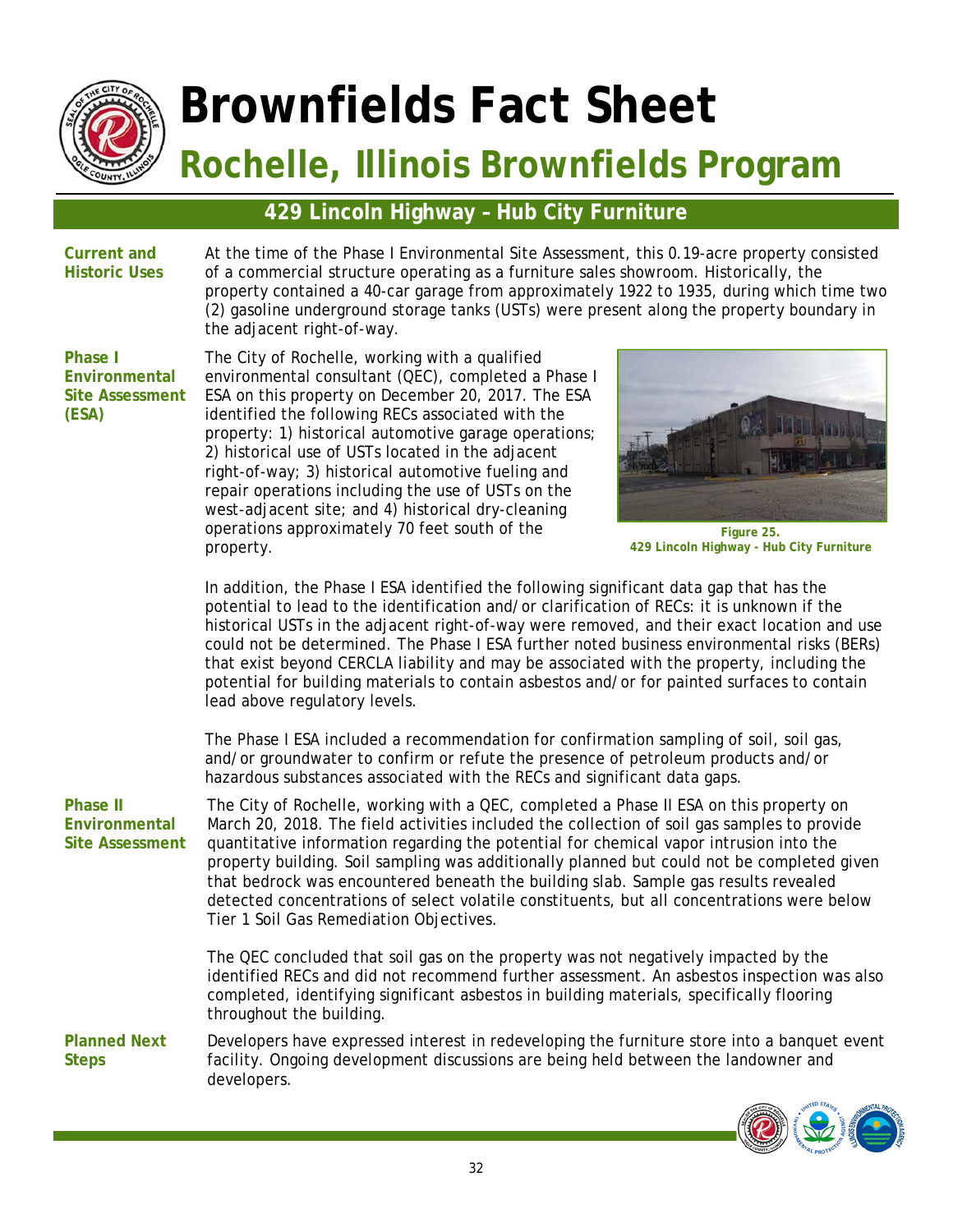# Brownfields Fact Sheet

## Rochelle, Illinois Brownfields Program

### 429 Lincoln Highway – Hub City Furniture

**Current and Historic Uses**

At the time of the Phase I Environmental Site Assessment, this 0.19-acre property consisted of a commercial structure operating as a furniture sales showroom. Historically, the property contained a 40-car garage from approximately 1922 to 1935, during which time two (2) gasoline underground storage tanks (USTs) were present along the property boundary in the adjacent right-of-way.

**Phase I Environmental Site Assessment (ESA)**

The City of Rochelle, working with a qualified environmental consultant (QEC), completed a Phase I ESA on this property on December 20, 2017. The ESA identified the following RECs associated with the property: 1) historical automotive garage operations; 2) historical use of USTs located in the adjacent right-of-way; 3) historical automotive fueling and repair operations including the use of USTs on the west-adjacent site; and 4) historical dry-cleaning operations approximately 70 feet south of the property.

Figure 25.
429 Lincoln Highway - Hub City Furniture

In addition, the Phase I ESA identified the following significant data gap that has the potential to lead to the identification and/or clarification of RECs: it is unknown if the historical USTs in the adjacent right-of-way were removed, and their exact location and use could not be determined. The Phase I ESA further noted business environmental risks (BERs) that exist beyond CERCLA liability and may be associated with the property, including the potential for building materials to contain asbestos and/or for painted surfaces to contain lead above regulatory levels.

The Phase I ESA included a recommendation for confirmation sampling of soil, soil gas, and/or groundwater to confirm or refute the presence of petroleum products and/or hazardous substances associated with the RECs and significant data gaps.

**Phase II Environmental Site Assessment**

The City of Rochelle, working with a QEC, completed a Phase II ESA on this property on March 20, 2018. The field activities included the collection of soil gas samples to provide quantitative information regarding the potential for chemical vapor intrusion into the property building. Soil sampling was additionally planned but could not be completed given that bedrock was encountered beneath the building slab. Sample gas results revealed detected concentrations of select volatile constituents, but all concentrations were below Tier 1 Soil Gas Remediation Objectives.

The QEC concluded that soil gas on the property was not negatively impacted by the identified RECs and did not recommend further assessment. An asbestos inspection was also completed, identifying significant asbestos in building materials, specifically flooring throughout the building.

**Planned Next Steps**

Developers have expressed interest in redeveloping the furniture store into a banquet event facility. Ongoing development discussions are being held between the landowner and developers.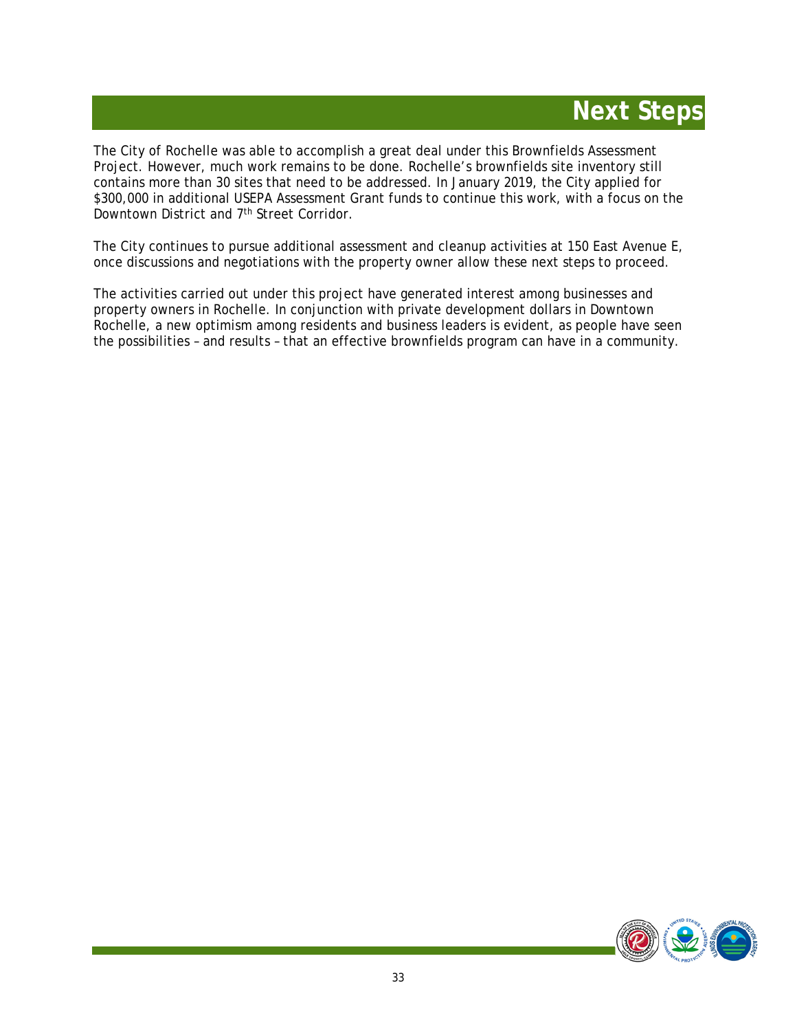# Next Steps

The City of Rochelle was able to accomplish a great deal under this Brownfields Assessment Project. However, much work remains to be done. Rochelle's brownfields site inventory still contains more than 30 sites that need to be addressed. In January 2019, the City applied for $300,000 in additional USEPA Assessment Grant funds to continue this work, with a focus on the Downtown District and 7th Street Corridor.

The City continues to pursue additional assessment and cleanup activities at 150 East Avenue E, once discussions and negotiations with the property owner allow these next steps to proceed.

The activities carried out under this project have generated interest among businesses and property owners in Rochelle. In conjunction with private development dollars in Downtown Rochelle, a new optimism among residents and business leaders is evident, as people have seen the possibilities – and results – that an effective brownfields program can have in a community.